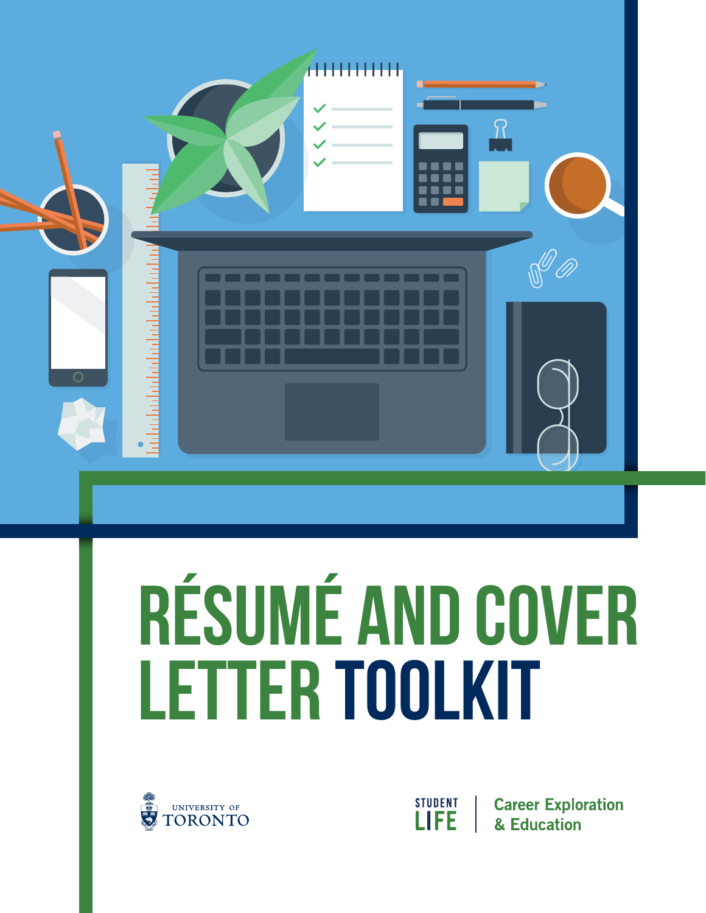# RÉSUMÉ AND COVER LETTER TOOLKIT

UNIVERSITY OF TORONTO

STUDENT LIFE | Career Exploration & Education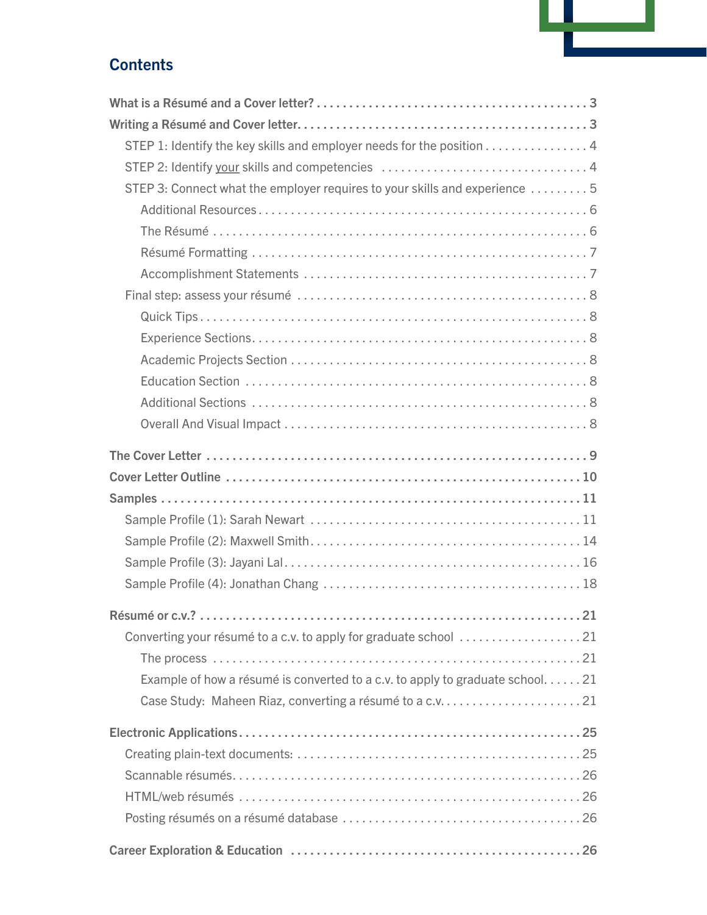## Contents

- **What is a Résumé and a Cover letter?** ... 3
- **Writing a Résumé and Cover letter.** ... 3
  - STEP 1: Identify the key skills and employer needs for the position ... 4
  - STEP 2: Identify your skills and competencies ... 4
  - STEP 3: Connect what the employer requires to your skills and experience ... 5
    - Additional Resources ... 6
    - The Résumé ... 6
    - Résumé Formatting ... 7
    - Accomplishment Statements ... 7
  - Final step: assess your résumé ... 8
    - Quick Tips ... 8
    - Experience Sections ... 8
    - Academic Projects Section ... 8
    - Education Section ... 8
    - Additional Sections ... 8
    - Overall And Visual Impact ... 8
- **The Cover Letter** ... 9
- **Cover Letter Outline** ... 10
- **Samples** ... 11
  - Sample Profile (1): Sarah Newart ... 11
  - Sample Profile (2): Maxwell Smith ... 14
  - Sample Profile (3): Jayani Lal ... 16
  - Sample Profile (4): Jonathan Chang ... 18
- **Résumé or c.v.?** ... 21
  - Converting your résumé to a c.v. to apply for graduate school ... 21
    - The process ... 21
    - Example of how a résumé is converted to a c.v. to apply to graduate school ... 21
    - Case Study: Maheen Riaz, converting a résumé to a c.v. ... 21
- **Electronic Applications** ... 25
  - Creating plain-text documents: ... 25
  - Scannable résumés ... 26
  - HTML/web résumés ... 26
  - Posting résumés on a résumé database ... 26
- **Career Exploration & Education** ... 26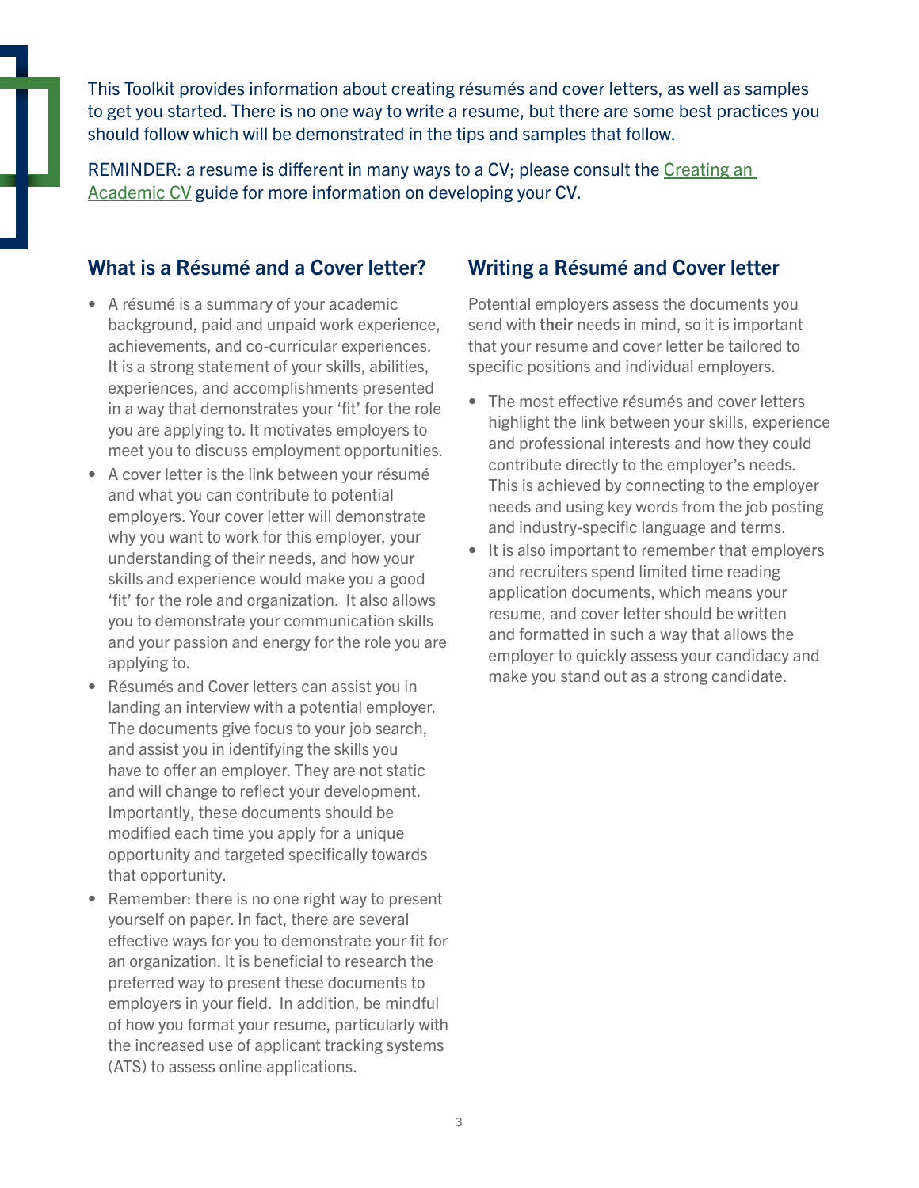This Toolkit provides information about creating résumés and cover letters, as well as samples to get you started. There is no one way to write a resume, but there are some best practices you should follow which will be demonstrated in the tips and samples that follow.

REMINDER: a resume is different in many ways to a CV; please consult the Creating an Academic CV guide for more information on developing your CV.

## What is a Résumé and a Cover letter?

- A résumé is a summary of your academic background, paid and unpaid work experience, achievements, and co-curricular experiences. It is a strong statement of your skills, abilities, experiences, and accomplishments presented in a way that demonstrates your 'fit' for the role you are applying to. It motivates employers to meet you to discuss employment opportunities.
- A cover letter is the link between your résumé and what you can contribute to potential employers. Your cover letter will demonstrate why you want to work for this employer, your understanding of their needs, and how your skills and experience would make you a good 'fit' for the role and organization. It also allows you to demonstrate your communication skills and your passion and energy for the role you are applying to.
- Résumés and Cover letters can assist you in landing an interview with a potential employer. The documents give focus to your job search, and assist you in identifying the skills you have to offer an employer. They are not static and will change to reflect your development. Importantly, these documents should be modified each time you apply for a unique opportunity and targeted specifically towards that opportunity.
- Remember: there is no one right way to present yourself on paper. In fact, there are several effective ways for you to demonstrate your fit for an organization. It is beneficial to research the preferred way to present these documents to employers in your field. In addition, be mindful of how you format your resume, particularly with the increased use of applicant tracking systems (ATS) to assess online applications.

## Writing a Résumé and Cover letter

Potential employers assess the documents you send with **their** needs in mind, so it is important that your resume and cover letter be tailored to specific positions and individual employers.

- The most effective résumés and cover letters highlight the link between your skills, experience and professional interests and how they could contribute directly to the employer's needs. This is achieved by connecting to the employer needs and using key words from the job posting and industry-specific language and terms.
- It is also important to remember that employers and recruiters spend limited time reading application documents, which means your resume, and cover letter should be written and formatted in such a way that allows the employer to quickly assess your candidacy and make you stand out as a strong candidate.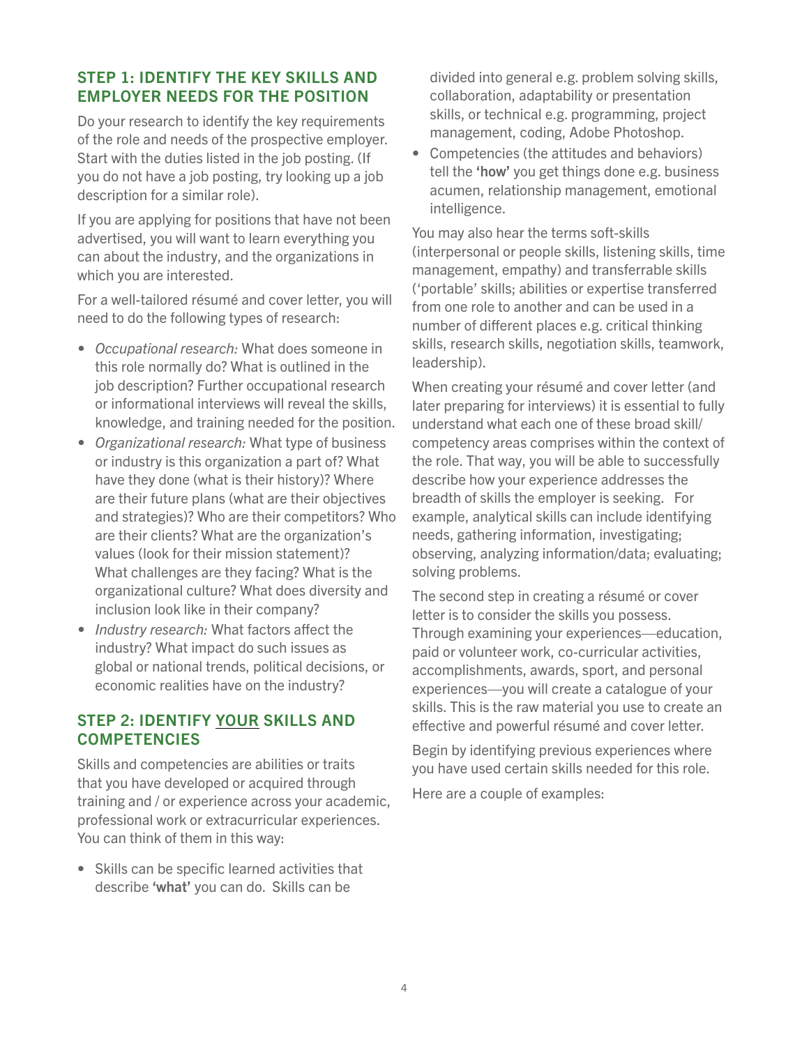## STEP 1: IDENTIFY THE KEY SKILLS AND EMPLOYER NEEDS FOR THE POSITION

Do your research to identify the key requirements of the role and needs of the prospective employer. Start with the duties listed in the job posting. (If you do not have a job posting, try looking up a job description for a similar role).

If you are applying for positions that have not been advertised, you will want to learn everything you can about the industry, and the organizations in which you are interested.

For a well-tailored résumé and cover letter, you will need to do the following types of research:

- *Occupational research:* What does someone in this role normally do? What is outlined in the job description? Further occupational research or informational interviews will reveal the skills, knowledge, and training needed for the position.
- *Organizational research:* What type of business or industry is this organization a part of? What have they done (what is their history)? Where are their future plans (what are their objectives and strategies)? Who are their competitors? Who are their clients? What are the organization's values (look for their mission statement)? What challenges are they facing? What is the organizational culture? What does diversity and inclusion look like in their company?
- *Industry research:* What factors affect the industry? What impact do such issues as global or national trends, political decisions, or economic realities have on the industry?

## STEP 2: IDENTIFY YOUR SKILLS AND COMPETENCIES

Skills and competencies are abilities or traits that you have developed or acquired through training and / or experience across your academic, professional work or extracurricular experiences. You can think of them in this way:

- Skills can be specific learned activities that describe **'what'** you can do. Skills can be divided into general e.g. problem solving skills, collaboration, adaptability or presentation skills, or technical e.g. programming, project management, coding, Adobe Photoshop.
- Competencies (the attitudes and behaviors) tell the **'how'** you get things done e.g. business acumen, relationship management, emotional intelligence.

You may also hear the terms soft-skills (interpersonal or people skills, listening skills, time management, empathy) and transferrable skills ('portable' skills; abilities or expertise transferred from one role to another and can be used in a number of different places e.g. critical thinking skills, research skills, negotiation skills, teamwork, leadership).

When creating your résumé and cover letter (and later preparing for interviews) it is essential to fully understand what each one of these broad skill/competency areas comprises within the context of the role. That way, you will be able to successfully describe how your experience addresses the breadth of skills the employer is seeking. For example, analytical skills can include identifying needs, gathering information, investigating; observing, analyzing information/data; evaluating; solving problems.

The second step in creating a résumé or cover letter is to consider the skills you possess. Through examining your experiences—education, paid or volunteer work, co-curricular activities, accomplishments, awards, sport, and personal experiences—you will create a catalogue of your skills. This is the raw material you use to create an effective and powerful résumé and cover letter.

Begin by identifying previous experiences where you have used certain skills needed for this role.

Here are a couple of examples: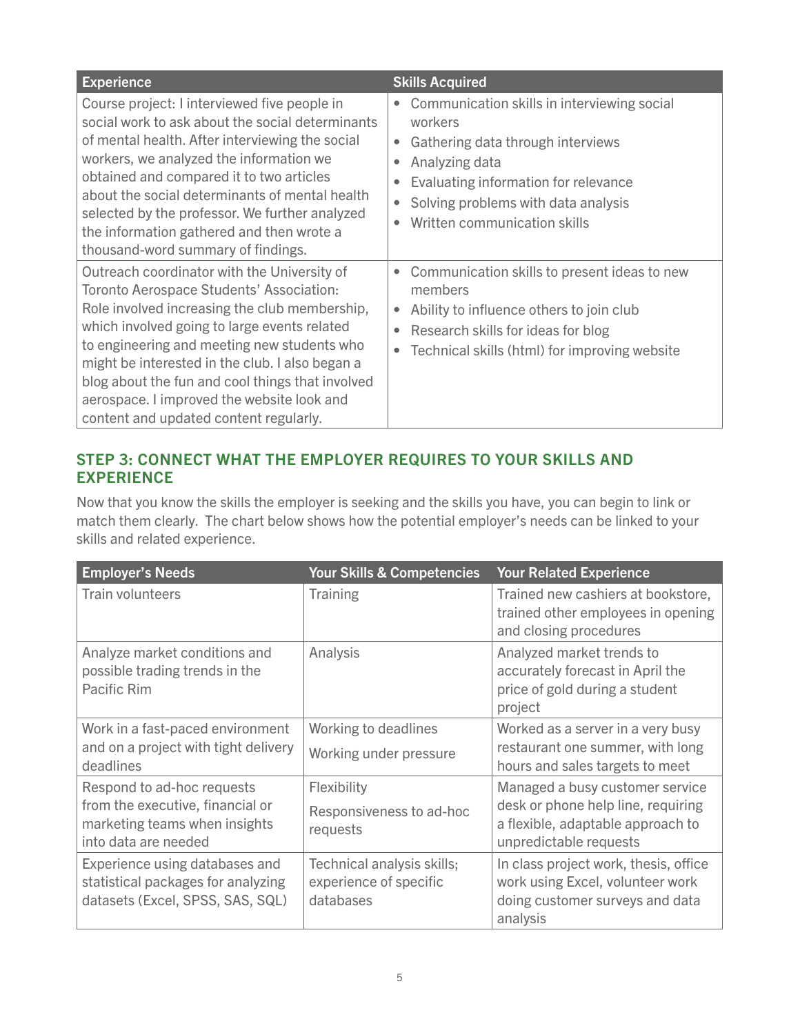| Experience | Skills Acquired |
|---|---|
| Course project: I interviewed five people in social work to ask about the social determinants of mental health. After interviewing the social workers, we analyzed the information we obtained and compared it to two articles about the social determinants of mental health selected by the professor. We further analyzed the information gathered and then wrote a thousand-word summary of findings. | • Communication skills in interviewing social workers<br>• Gathering data through interviews<br>• Analyzing data<br>• Evaluating information for relevance<br>• Solving problems with data analysis<br>• Written communication skills |
| Outreach coordinator with the University of Toronto Aerospace Students' Association: Role involved increasing the club membership, which involved going to large events related to engineering and meeting new students who might be interested in the club. I also began a blog about the fun and cool things that involved aerospace. I improved the website look and content and updated content regularly. | • Communication skills to present ideas to new members<br>• Ability to influence others to join club<br>• Research skills for ideas for blog<br>• Technical skills (html) for improving website |

## STEP 3: CONNECT WHAT THE EMPLOYER REQUIRES TO YOUR SKILLS AND EXPERIENCE

Now that you know the skills the employer is seeking and the skills you have, you can begin to link or match them clearly. The chart below shows how the potential employer's needs can be linked to your skills and related experience.

| Employer's Needs | Your Skills & Competencies | Your Related Experience |
|---|---|---|
| Train volunteers | Training | Trained new cashiers at bookstore, trained other employees in opening and closing procedures |
| Analyze market conditions and possible trading trends in the Pacific Rim | Analysis | Analyzed market trends to accurately forecast in April the price of gold during a student project |
| Work in a fast-paced environment and on a project with tight delivery deadlines | Working to deadlines<br>Working under pressure | Worked as a server in a very busy restaurant one summer, with long hours and sales targets to meet |
| Respond to ad-hoc requests from the executive, financial or marketing teams when insights into data are needed | Flexibility<br>Responsiveness to ad-hoc requests | Managed a busy customer service desk or phone help line, requiring a flexible, adaptable approach to unpredictable requests |
| Experience using databases and statistical packages for analyzing datasets (Excel, SPSS, SAS, SQL) | Technical analysis skills; experience of specific databases | In class project work, thesis, office work using Excel, volunteer work doing customer surveys and data analysis |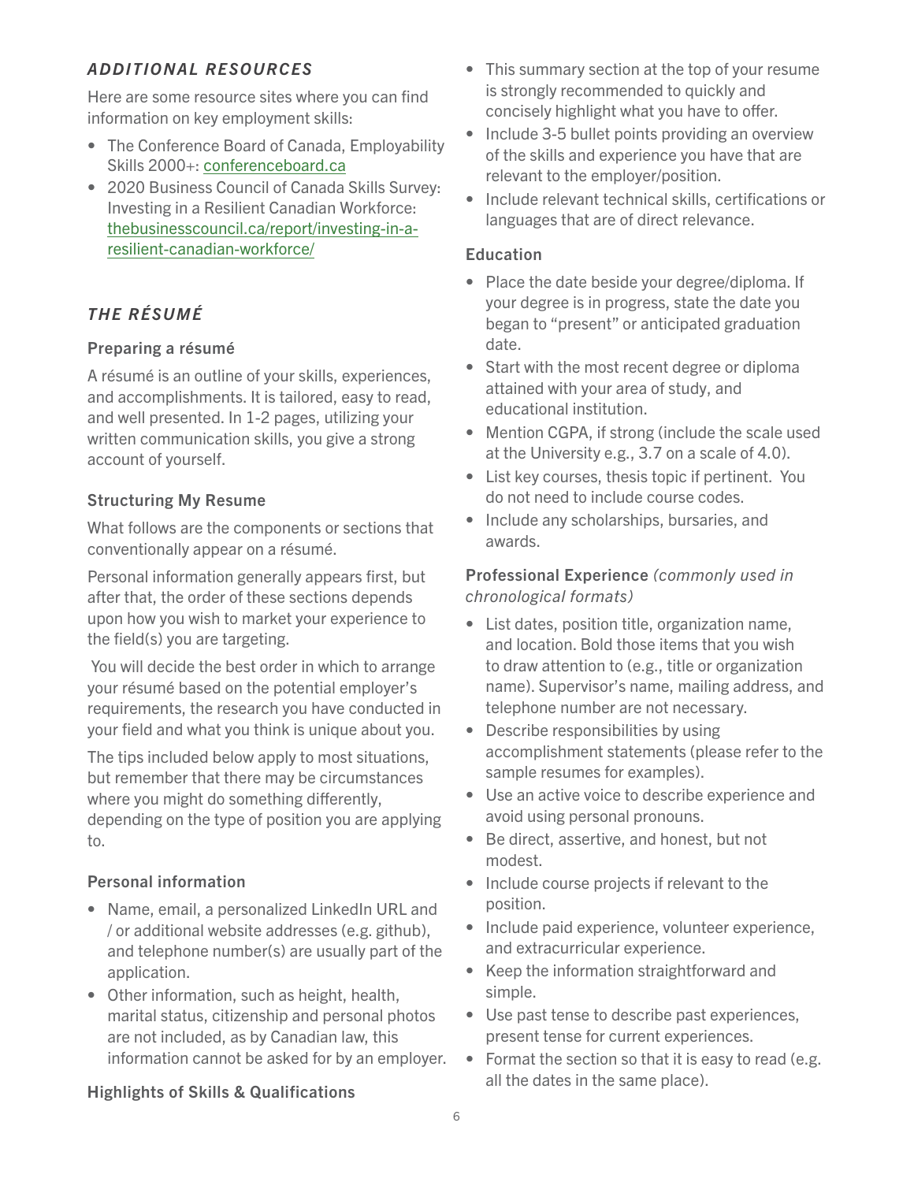## *ADDITIONAL RESOURCES*

Here are some resource sites where you can find information on key employment skills:

- The Conference Board of Canada, Employability Skills 2000+: conferenceboard.ca
- 2020 Business Council of Canada Skills Survey: Investing in a Resilient Canadian Workforce: thebusinesscouncil.ca/report/investing-in-a-resilient-canadian-workforce/

## *THE RÉSUMÉ*

### Preparing a résumé

A résumé is an outline of your skills, experiences, and accomplishments. It is tailored, easy to read, and well presented. In 1-2 pages, utilizing your written communication skills, you give a strong account of yourself.

### Structuring My Resume

What follows are the components or sections that conventionally appear on a résumé.

Personal information generally appears first, but after that, the order of these sections depends upon how you wish to market your experience to the field(s) you are targeting.

You will decide the best order in which to arrange your résumé based on the potential employer's requirements, the research you have conducted in your field and what you think is unique about you.

The tips included below apply to most situations, but remember that there may be circumstances where you might do something differently, depending on the type of position you are applying to.

### Personal information

- Name, email, a personalized LinkedIn URL and / or additional website addresses (e.g. github), and telephone number(s) are usually part of the application.
- Other information, such as height, health, marital status, citizenship and personal photos are not included, as by Canadian law, this information cannot be asked for by an employer.

### Highlights of Skills & Qualifications

- This summary section at the top of your resume is strongly recommended to quickly and concisely highlight what you have to offer.
- Include 3-5 bullet points providing an overview of the skills and experience you have that are relevant to the employer/position.
- Include relevant technical skills, certifications or languages that are of direct relevance.

### Education

- Place the date beside your degree/diploma. If your degree is in progress, state the date you began to "present" or anticipated graduation date.
- Start with the most recent degree or diploma attained with your area of study, and educational institution.
- Mention CGPA, if strong (include the scale used at the University e.g., 3.7 on a scale of 4.0).
- List key courses, thesis topic if pertinent. You do not need to include course codes.
- Include any scholarships, bursaries, and awards.

### Professional Experience *(commonly used in chronological formats)*

- List dates, position title, organization name, and location. Bold those items that you wish to draw attention to (e.g., title or organization name). Supervisor's name, mailing address, and telephone number are not necessary.
- Describe responsibilities by using accomplishment statements (please refer to the sample resumes for examples).
- Use an active voice to describe experience and avoid using personal pronouns.
- Be direct, assertive, and honest, but not modest.
- Include course projects if relevant to the position.
- Include paid experience, volunteer experience, and extracurricular experience.
- Keep the information straightforward and simple.
- Use past tense to describe past experiences, present tense for current experiences.
- Format the section so that it is easy to read (e.g. all the dates in the same place).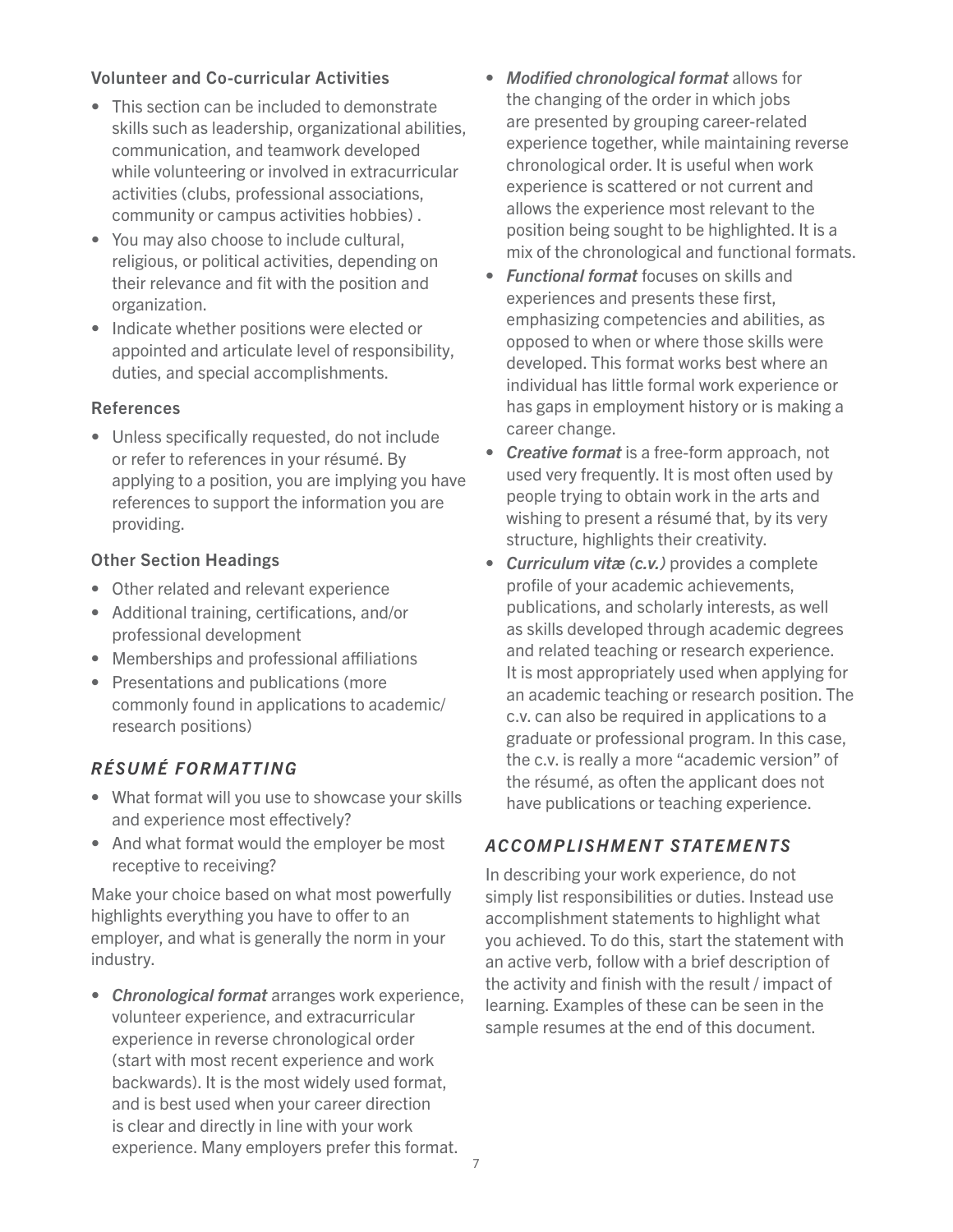### Volunteer and Co-curricular Activities

- This section can be included to demonstrate skills such as leadership, organizational abilities, communication, and teamwork developed while volunteering or involved in extracurricular activities (clubs, professional associations, community or campus activities hobbies) .
- You may also choose to include cultural, religious, or political activities, depending on their relevance and fit with the position and organization.
- Indicate whether positions were elected or appointed and articulate level of responsibility, duties, and special accomplishments.

### References

- Unless specifically requested, do not include or refer to references in your résumé. By applying to a position, you are implying you have references to support the information you are providing.

### Other Section Headings

- Other related and relevant experience
- Additional training, certifications, and/or professional development
- Memberships and professional affiliations
- Presentations and publications (more commonly found in applications to academic/ research positions)

## *RÉSUMÉ FORMATTING*

- What format will you use to showcase your skills and experience most effectively?
- And what format would the employer be most receptive to receiving?

Make your choice based on what most powerfully highlights everything you have to offer to an employer, and what is generally the norm in your industry.

- ***Chronological format*** arranges work experience, volunteer experience, and extracurricular experience in reverse chronological order (start with most recent experience and work backwards). It is the most widely used format, and is best used when your career direction is clear and directly in line with your work experience. Many employers prefer this format.
- ***Modified chronological format*** allows for the changing of the order in which jobs are presented by grouping career-related experience together, while maintaining reverse chronological order. It is useful when work experience is scattered or not current and allows the experience most relevant to the position being sought to be highlighted. It is a mix of the chronological and functional formats.
- ***Functional format*** focuses on skills and experiences and presents these first, emphasizing competencies and abilities, as opposed to when or where those skills were developed. This format works best where an individual has little formal work experience or has gaps in employment history or is making a career change.
- ***Creative format*** is a free-form approach, not used very frequently. It is most often used by people trying to obtain work in the arts and wishing to present a résumé that, by its very structure, highlights their creativity.
- ***Curriculum vitæ (c.v.)*** provides a complete profile of your academic achievements, publications, and scholarly interests, as well as skills developed through academic degrees and related teaching or research experience. It is most appropriately used when applying for an academic teaching or research position. The c.v. can also be required in applications to a graduate or professional program. In this case, the c.v. is really a more "academic version" of the résumé, as often the applicant does not have publications or teaching experience.

## *ACCOMPLISHMENT STATEMENTS*

In describing your work experience, do not simply list responsibilities or duties. Instead use accomplishment statements to highlight what you achieved. To do this, start the statement with an active verb, follow with a brief description of the activity and finish with the result / impact of learning. Examples of these can be seen in the sample resumes at the end of this document.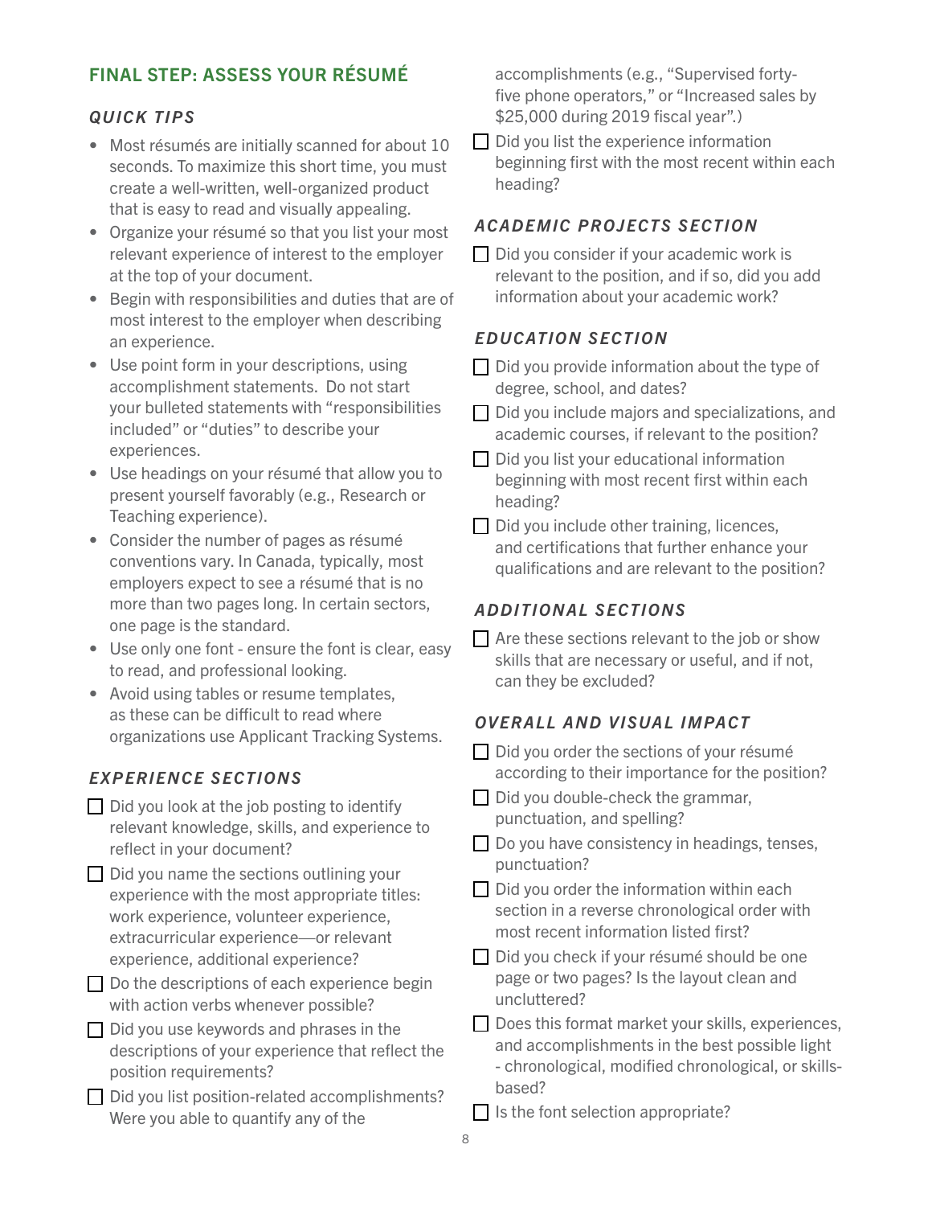## FINAL STEP: ASSESS YOUR RÉSUMÉ

### *QUICK TIPS*

- Most résumés are initially scanned for about 10 seconds. To maximize this short time, you must create a well-written, well-organized product that is easy to read and visually appealing.
- Organize your résumé so that you list your most relevant experience of interest to the employer at the top of your document.
- Begin with responsibilities and duties that are of most interest to the employer when describing an experience.
- Use point form in your descriptions, using accomplishment statements. Do not start your bulleted statements with "responsibilities included" or "duties" to describe your experiences.
- Use headings on your résumé that allow you to present yourself favorably (e.g., Research or Teaching experience).
- Consider the number of pages as résumé conventions vary. In Canada, typically, most employers expect to see a résumé that is no more than two pages long. In certain sectors, one page is the standard.
- Use only one font - ensure the font is clear, easy to read, and professional looking.
- Avoid using tables or resume templates, as these can be difficult to read where organizations use Applicant Tracking Systems.

### *EXPERIENCE SECTIONS*

- ☐ Did you look at the job posting to identify relevant knowledge, skills, and experience to reflect in your document?
- ☐ Did you name the sections outlining your experience with the most appropriate titles: work experience, volunteer experience, extracurricular experience—or relevant experience, additional experience?
- ☐ Do the descriptions of each experience begin with action verbs whenever possible?
- ☐ Did you use keywords and phrases in the descriptions of your experience that reflect the position requirements?
- ☐ Did you list position-related accomplishments? Were you able to quantify any of the accomplishments (e.g., "Supervised forty-five phone operators," or "Increased sales by $25,000 during 2019 fiscal year".)
- ☐ Did you list the experience information beginning first with the most recent within each heading?

### *ACADEMIC PROJECTS SECTION*

- ☐ Did you consider if your academic work is relevant to the position, and if so, did you add information about your academic work?

### *EDUCATION SECTION*

- ☐ Did you provide information about the type of degree, school, and dates?
- ☐ Did you include majors and specializations, and academic courses, if relevant to the position?
- ☐ Did you list your educational information beginning with most recent first within each heading?
- ☐ Did you include other training, licences, and certifications that further enhance your qualifications and are relevant to the position?

### *ADDITIONAL SECTIONS*

- ☐ Are these sections relevant to the job or show skills that are necessary or useful, and if not, can they be excluded?

### *OVERALL AND VISUAL IMPACT*

- ☐ Did you order the sections of your résumé according to their importance for the position?
- ☐ Did you double-check the grammar, punctuation, and spelling?
- ☐ Do you have consistency in headings, tenses, punctuation?
- ☐ Did you order the information within each section in a reverse chronological order with most recent information listed first?
- ☐ Did you check if your résumé should be one page or two pages? Is the layout clean and uncluttered?
- ☐ Does this format market your skills, experiences, and accomplishments in the best possible light - chronological, modified chronological, or skills-based?
- ☐ Is the font selection appropriate?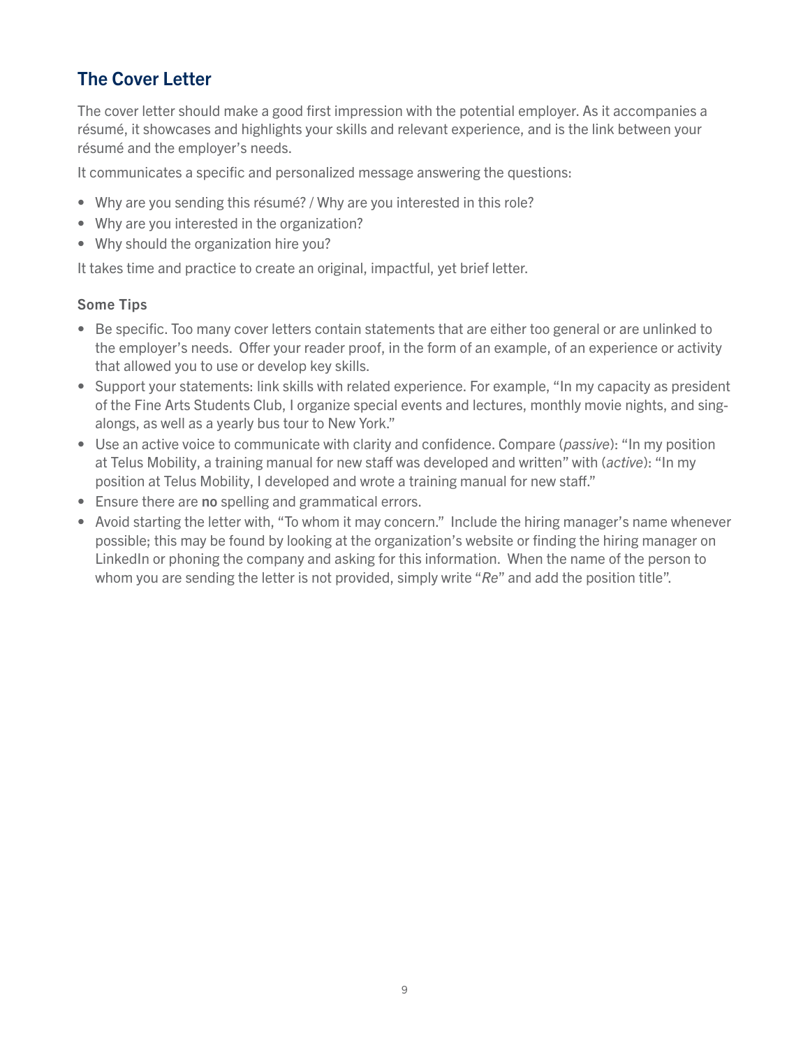## The Cover Letter

The cover letter should make a good first impression with the potential employer. As it accompanies a résumé, it showcases and highlights your skills and relevant experience, and is the link between your résumé and the employer's needs.

It communicates a specific and personalized message answering the questions:

- Why are you sending this résumé? / Why are you interested in this role?
- Why are you interested in the organization?
- Why should the organization hire you?

It takes time and practice to create an original, impactful, yet brief letter.

### Some Tips

- Be specific. Too many cover letters contain statements that are either too general or are unlinked to the employer's needs. Offer your reader proof, in the form of an example, of an experience or activity that allowed you to use or develop key skills.
- Support your statements: link skills with related experience. For example, "In my capacity as president of the Fine Arts Students Club, I organize special events and lectures, monthly movie nights, and sing-alongs, as well as a yearly bus tour to New York."
- Use an active voice to communicate with clarity and confidence. Compare (*passive*): "In my position at Telus Mobility, a training manual for new staff was developed and written" with (*active*): "In my position at Telus Mobility, I developed and wrote a training manual for new staff."
- Ensure there are **no** spelling and grammatical errors.
- Avoid starting the letter with, "To whom it may concern." Include the hiring manager's name whenever possible; this may be found by looking at the organization's website or finding the hiring manager on LinkedIn or phoning the company and asking for this information. When the name of the person to whom you are sending the letter is not provided, simply write "*Re*" and add the position title".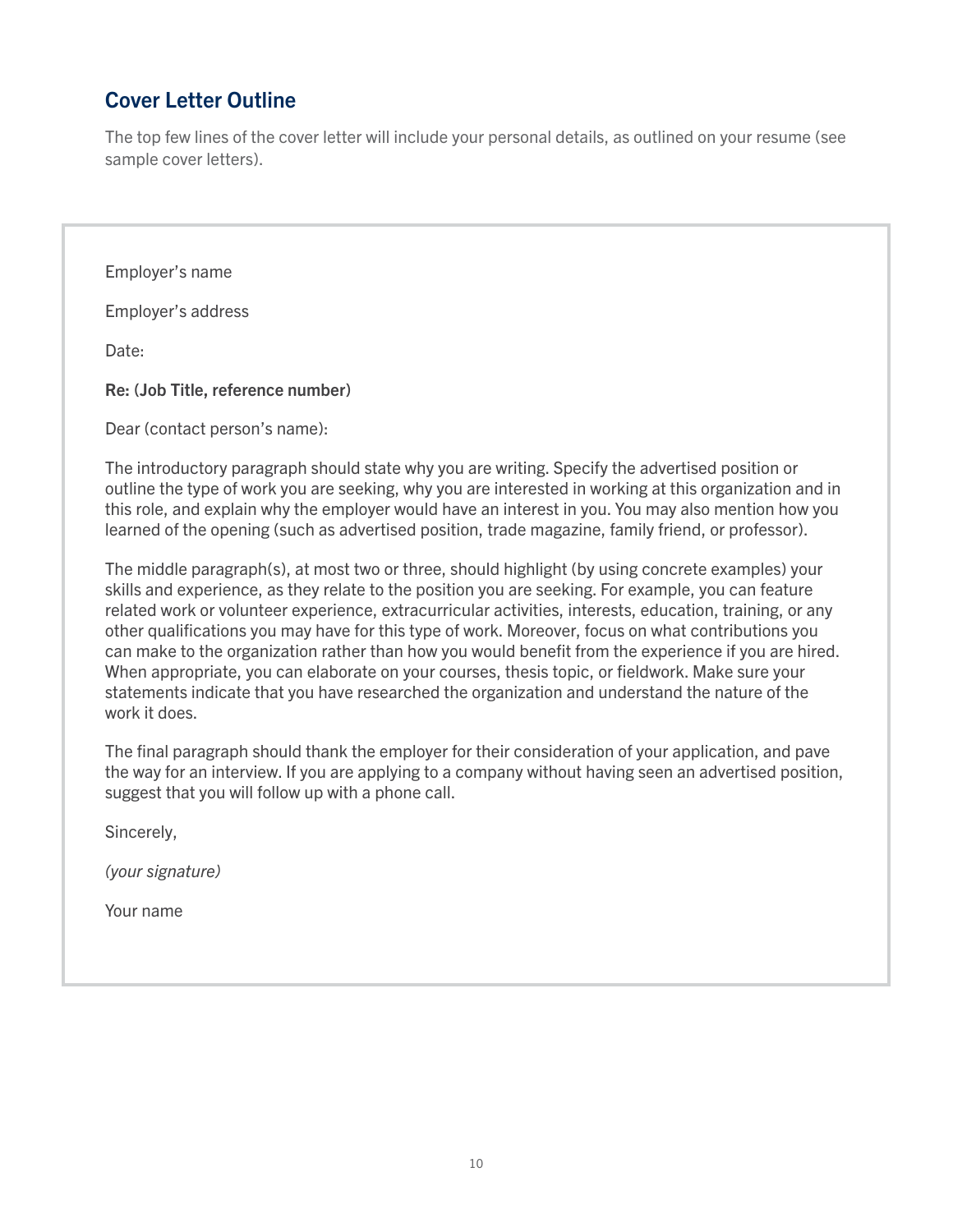## Cover Letter Outline

The top few lines of the cover letter will include your personal details, as outlined on your resume (see sample cover letters).

Employer's name

Employer's address

Date:

**Re: (Job Title, reference number)**

Dear (contact person's name):

The introductory paragraph should state why you are writing. Specify the advertised position or outline the type of work you are seeking, why you are interested in working at this organization and in this role, and explain why the employer would have an interest in you. You may also mention how you learned of the opening (such as advertised position, trade magazine, family friend, or professor).

The middle paragraph(s), at most two or three, should highlight (by using concrete examples) your skills and experience, as they relate to the position you are seeking. For example, you can feature related work or volunteer experience, extracurricular activities, interests, education, training, or any other qualifications you may have for this type of work. Moreover, focus on what contributions you can make to the organization rather than how you would benefit from the experience if you are hired. When appropriate, you can elaborate on your courses, thesis topic, or fieldwork. Make sure your statements indicate that you have researched the organization and understand the nature of the work it does.

The final paragraph should thank the employer for their consideration of your application, and pave the way for an interview. If you are applying to a company without having seen an advertised position, suggest that you will follow up with a phone call.

Sincerely,

*(your signature)*

Your name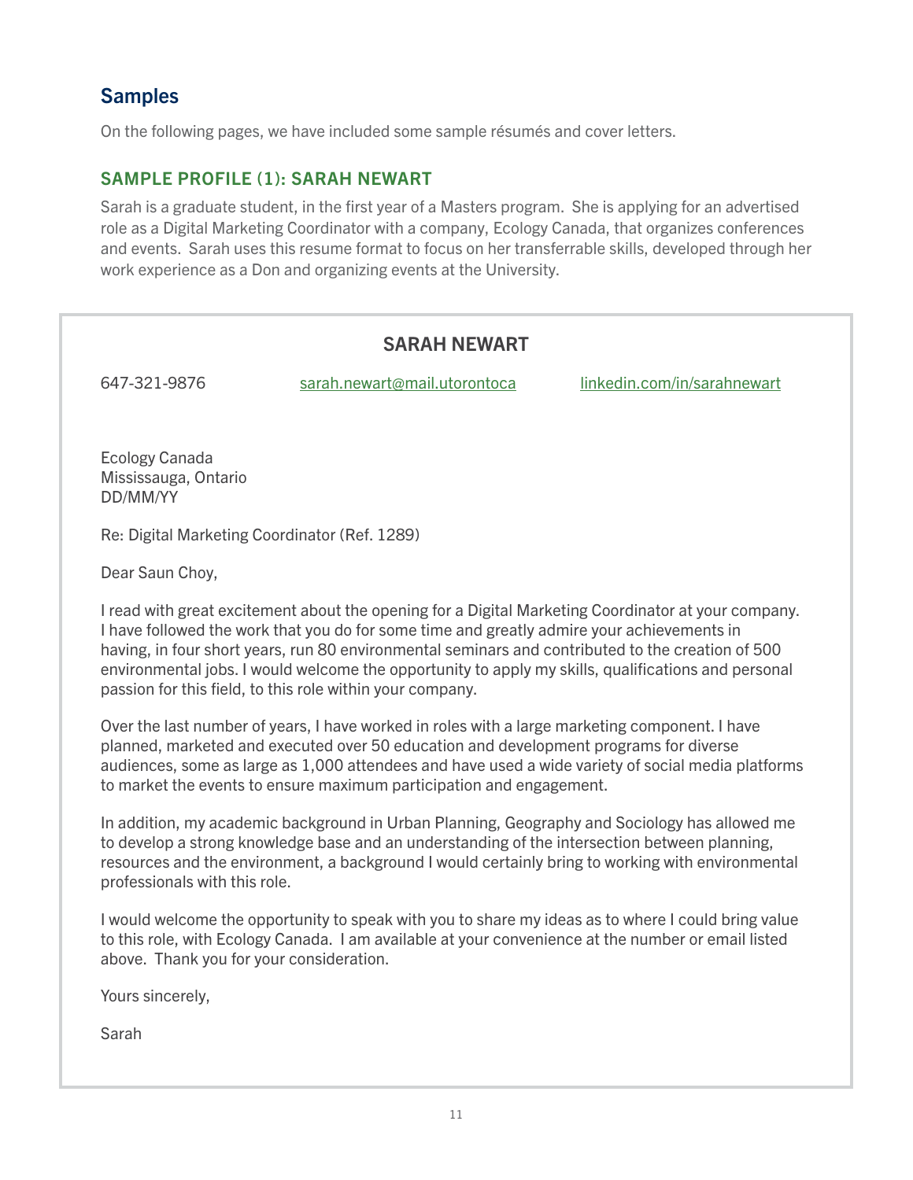## Samples

On the following pages, we have included some sample résumés and cover letters.

### SAMPLE PROFILE (1): SARAH NEWART

Sarah is a graduate student, in the first year of a Masters program. She is applying for an advertised role as a Digital Marketing Coordinator with a company, Ecology Canada, that organizes conferences and events. Sarah uses this resume format to focus on her transferrable skills, developed through her work experience as a Don and organizing events at the University.

---

**SARAH NEWART**

647-321-9876 sarah.newart@mail.utorontoca linkedin.com/in/sarahnewart

Ecology Canada
Mississauga, Ontario
DD/MM/YY

Re: Digital Marketing Coordinator (Ref. 1289)

Dear Saun Choy,

I read with great excitement about the opening for a Digital Marketing Coordinator at your company. I have followed the work that you do for some time and greatly admire your achievements in having, in four short years, run 80 environmental seminars and contributed to the creation of 500 environmental jobs. I would welcome the opportunity to apply my skills, qualifications and personal passion for this field, to this role within your company.

Over the last number of years, I have worked in roles with a large marketing component. I have planned, marketed and executed over 50 education and development programs for diverse audiences, some as large as 1,000 attendees and have used a wide variety of social media platforms to market the events to ensure maximum participation and engagement.

In addition, my academic background in Urban Planning, Geography and Sociology has allowed me to develop a strong knowledge base and an understanding of the intersection between planning, resources and the environment, a background I would certainly bring to working with environmental professionals with this role.

I would welcome the opportunity to speak with you to share my ideas as to where I could bring value to this role, with Ecology Canada. I am available at your convenience at the number or email listed above. Thank you for your consideration.

Yours sincerely,

Sarah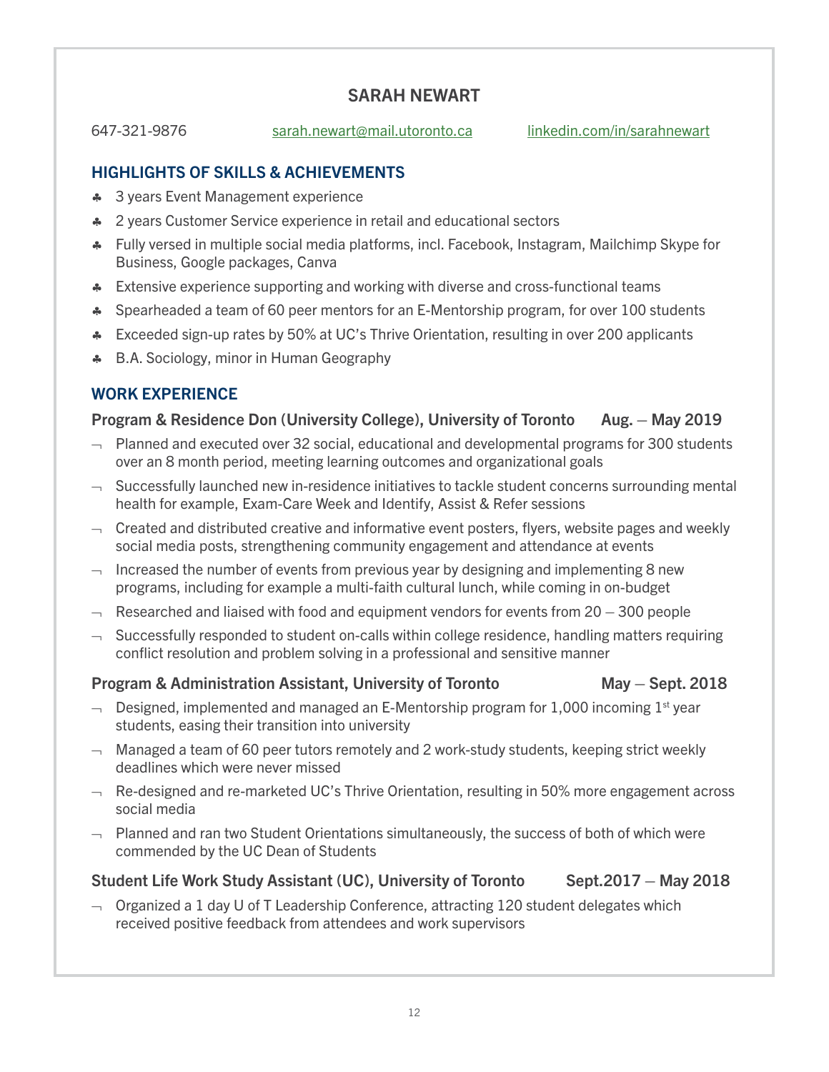# SARAH NEWART

647-321-9876 | sarah.newart@mail.utoronto.ca | linkedin.com/in/sarahnewart

## HIGHLIGHTS OF SKILLS & ACHIEVEMENTS

- 3 years Event Management experience
- 2 years Customer Service experience in retail and educational sectors
- Fully versed in multiple social media platforms, incl. Facebook, Instagram, Mailchimp Skype for Business, Google packages, Canva
- Extensive experience supporting and working with diverse and cross-functional teams
- Spearheaded a team of 60 peer mentors for an E-Mentorship program, for over 100 students
- Exceeded sign-up rates by 50% at UC's Thrive Orientation, resulting in over 200 applicants
- B.A. Sociology, minor in Human Geography

## WORK EXPERIENCE

**Program & Residence Don (University College), University of Toronto — Aug. – May 2019**

- Planned and executed over 32 social, educational and developmental programs for 300 students over an 8 month period, meeting learning outcomes and organizational goals
- Successfully launched new in-residence initiatives to tackle student concerns surrounding mental health for example, Exam-Care Week and Identify, Assist & Refer sessions
- Created and distributed creative and informative event posters, flyers, website pages and weekly social media posts, strengthening community engagement and attendance at events
- Increased the number of events from previous year by designing and implementing 8 new programs, including for example a multi-faith cultural lunch, while coming in on-budget
- Researched and liaised with food and equipment vendors for events from 20 – 300 people
- Successfully responded to student on-calls within college residence, handling matters requiring conflict resolution and problem solving in a professional and sensitive manner

**Program & Administration Assistant, University of Toronto — May – Sept. 2018**

- Designed, implemented and managed an E-Mentorship program for 1,000 incoming 1st year students, easing their transition into university
- Managed a team of 60 peer tutors remotely and 2 work-study students, keeping strict weekly deadlines which were never missed
- Re-designed and re-marketed UC's Thrive Orientation, resulting in 50% more engagement across social media
- Planned and ran two Student Orientations simultaneously, the success of both of which were commended by the UC Dean of Students

**Student Life Work Study Assistant (UC), University of Toronto — Sept.2017 – May 2018**

- Organized a 1 day U of T Leadership Conference, attracting 120 student delegates which received positive feedback from attendees and work supervisors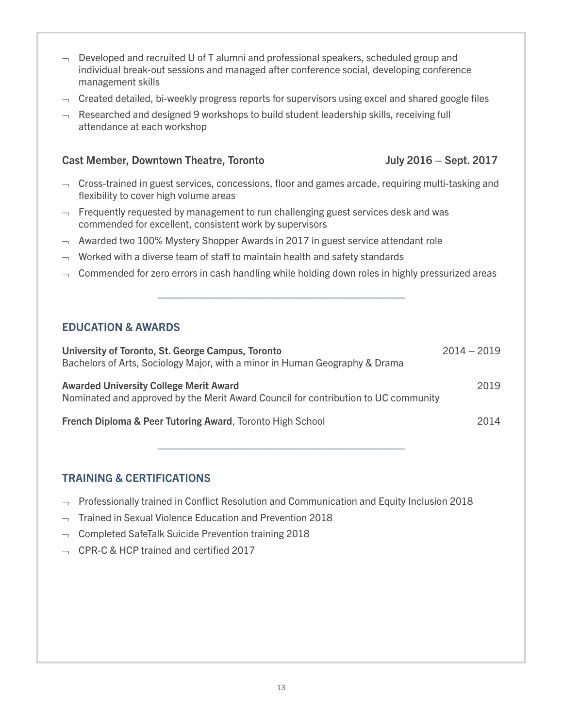- Developed and recruited U of T alumni and professional speakers, scheduled group and individual break-out sessions and managed after conference social, developing conference management skills
- Created detailed, bi-weekly progress reports for supervisors using excel and shared google files
- Researched and designed 9 workshops to build student leadership skills, receiving full attendance at each workshop

**Cast Member, Downtown Theatre, Toronto** **July 2016 – Sept. 2017**

- Cross-trained in guest services, concessions, floor and games arcade, requiring multi-tasking and flexibility to cover high volume areas
- Frequently requested by management to run challenging guest services desk and was commended for excellent, consistent work by supervisors
- Awarded two 100% Mystery Shopper Awards in 2017 in guest service attendant role
- Worked with a diverse team of staff to maintain health and safety standards
- Commended for zero errors in cash handling while holding down roles in highly pressurized areas

---

## EDUCATION & AWARDS

**University of Toronto, St. George Campus, Toronto** 2014 – 2019
Bachelors of Arts, Sociology Major, with a minor in Human Geography & Drama

**Awarded University College Merit Award** 2019
Nominated and approved by the Merit Award Council for contribution to UC community

**French Diploma & Peer Tutoring Award**, Toronto High School 2014

---

## TRAINING & CERTIFICATIONS

- Professionally trained in Conflict Resolution and Communication and Equity Inclusion 2018
- Trained in Sexual Violence Education and Prevention 2018
- Completed SafeTalk Suicide Prevention training 2018
- CPR-C & HCP trained and certified 2017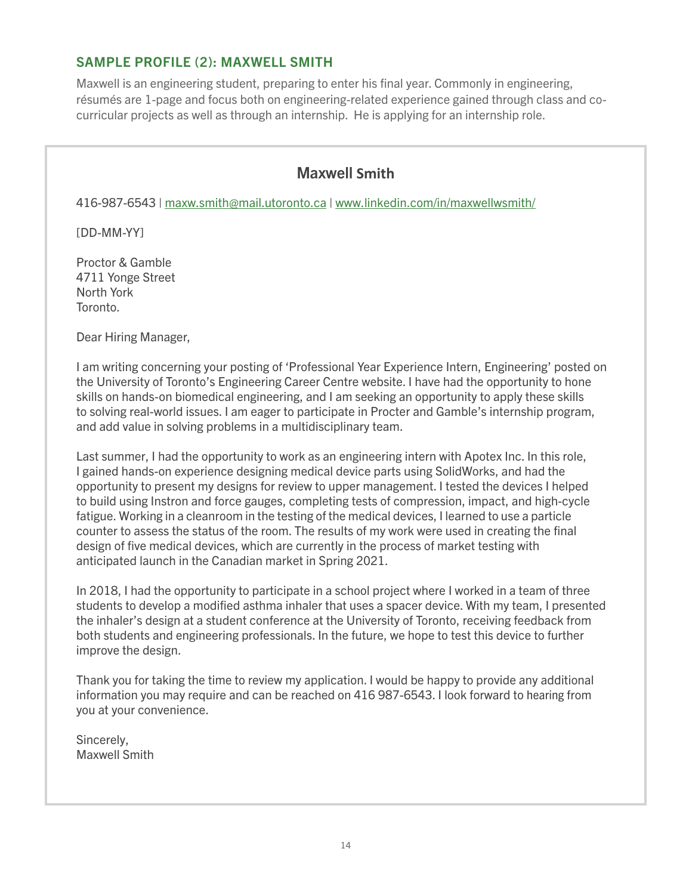## SAMPLE PROFILE (2): MAXWELL SMITH

Maxwell is an engineering student, preparing to enter his final year. Commonly in engineering, résumés are 1-page and focus both on engineering-related experience gained through class and co-curricular projects as well as through an internship. He is applying for an internship role.

### Maxwell Smith

416-987-6543 | maxw.smith@mail.utoronto.ca | www.linkedin.com/in/maxwellwsmith/

[DD-MM-YY]

Proctor & Gamble
4711 Yonge Street
North York
Toronto.

Dear Hiring Manager,

I am writing concerning your posting of 'Professional Year Experience Intern, Engineering' posted on the University of Toronto's Engineering Career Centre website. I have had the opportunity to hone skills on hands-on biomedical engineering, and I am seeking an opportunity to apply these skills to solving real-world issues. I am eager to participate in Procter and Gamble's internship program, and add value in solving problems in a multidisciplinary team.

Last summer, I had the opportunity to work as an engineering intern with Apotex Inc. In this role, I gained hands-on experience designing medical device parts using SolidWorks, and had the opportunity to present my designs for review to upper management. I tested the devices I helped to build using Instron and force gauges, completing tests of compression, impact, and high-cycle fatigue. Working in a cleanroom in the testing of the medical devices, I learned to use a particle counter to assess the status of the room. The results of my work were used in creating the final design of five medical devices, which are currently in the process of market testing with anticipated launch in the Canadian market in Spring 2021.

In 2018, I had the opportunity to participate in a school project where I worked in a team of three students to develop a modified asthma inhaler that uses a spacer device. With my team, I presented the inhaler's design at a student conference at the University of Toronto, receiving feedback from both students and engineering professionals. In the future, we hope to test this device to further improve the design.

Thank you for taking the time to review my application. I would be happy to provide any additional information you may require and can be reached on 416 987-6543. I look forward to hearing from you at your convenience.

Sincerely,
Maxwell Smith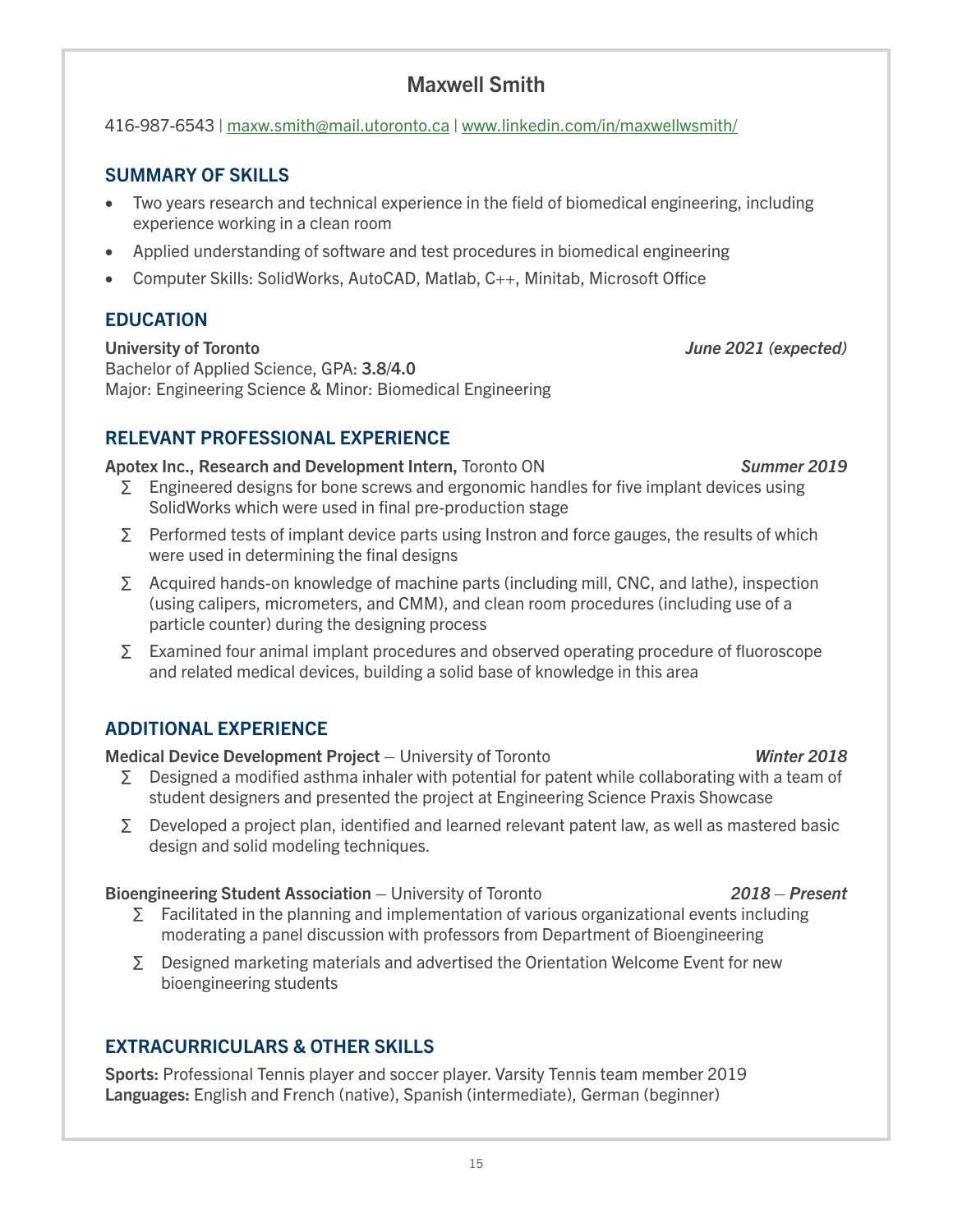# Maxwell Smith

416-987-6543 | maxw.smith@mail.utoronto.ca | www.linkedin.com/in/maxwellwsmith/

## SUMMARY OF SKILLS

- Two years research and technical experience in the field of biomedical engineering, including experience working in a clean room
- Applied understanding of software and test procedures in biomedical engineering
- Computer Skills: SolidWorks, AutoCAD, Matlab, C++, Minitab, Microsoft Office

## EDUCATION

**University of Toronto** *June 2021 (expected)*
Bachelor of Applied Science, GPA: **3.8**/**4.0**
Major: Engineering Science & Minor: Biomedical Engineering

## RELEVANT PROFESSIONAL EXPERIENCE

**Apotex Inc., Research and Development Intern,** Toronto ON *Summer 2019*

- Engineered designs for bone screws and ergonomic handles for five implant devices using SolidWorks which were used in final pre-production stage
- Performed tests of implant device parts using Instron and force gauges, the results of which were used in determining the final designs
- Acquired hands-on knowledge of machine parts (including mill, CNC, and lathe), inspection (using calipers, micrometers, and CMM), and clean room procedures (including use of a particle counter) during the designing process
- Examined four animal implant procedures and observed operating procedure of fluoroscope and related medical devices, building a solid base of knowledge in this area

## ADDITIONAL EXPERIENCE

**Medical Device Development Project** – University of Toronto *Winter 2018*

- Designed a modified asthma inhaler with potential for patent while collaborating with a team of student designers and presented the project at Engineering Science Praxis Showcase
- Developed a project plan, identified and learned relevant patent law, as well as mastered basic design and solid modeling techniques.

**Bioengineering Student Association** – University of Toronto *2018 – Present*

- Facilitated in the planning and implementation of various organizational events including moderating a panel discussion with professors from Department of Bioengineering
- Designed marketing materials and advertised the Orientation Welcome Event for new bioengineering students

## EXTRACURRICULARS & OTHER SKILLS

**Sports:** Professional Tennis player and soccer player. Varsity Tennis team member 2019
**Languages:** English and French (native), Spanish (intermediate), German (beginner)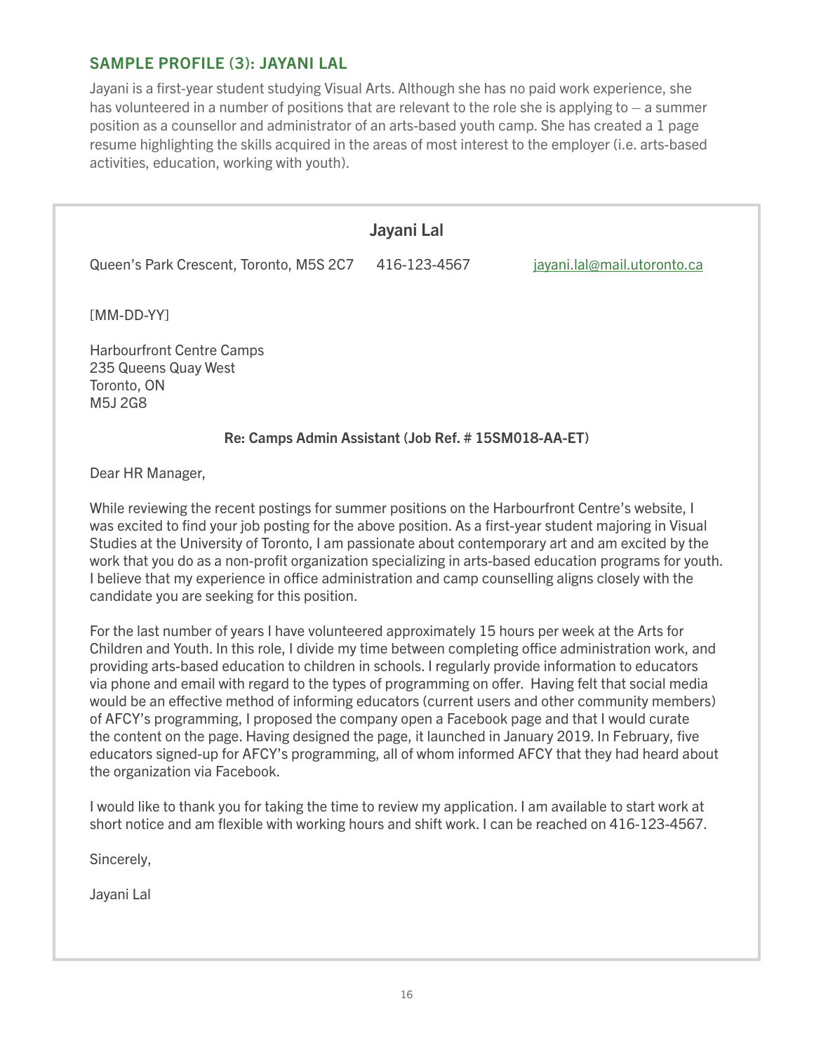## SAMPLE PROFILE (3): JAYANI LAL

Jayani is a first-year student studying Visual Arts. Although she has no paid work experience, she has volunteered in a number of positions that are relevant to the role she is applying to – a summer position as a counsellor and administrator of an arts-based youth camp. She has created a 1 page resume highlighting the skills acquired in the areas of most interest to the employer (i.e. arts-based activities, education, working with youth).

---

**Jayani Lal**

Queen's Park Crescent, Toronto, M5S 2C7 416-123-4567 jayani.lal@mail.utoronto.ca

[MM-DD-YY]

Harbourfront Centre Camps
235 Queens Quay West
Toronto, ON
M5J 2G8

**Re: Camps Admin Assistant (Job Ref. # 15SM018-AA-ET)**

Dear HR Manager,

While reviewing the recent postings for summer positions on the Harbourfront Centre's website, I was excited to find your job posting for the above position. As a first-year student majoring in Visual Studies at the University of Toronto, I am passionate about contemporary art and am excited by the work that you do as a non-profit organization specializing in arts-based education programs for youth. I believe that my experience in office administration and camp counselling aligns closely with the candidate you are seeking for this position.

For the last number of years I have volunteered approximately 15 hours per week at the Arts for Children and Youth. In this role, I divide my time between completing office administration work, and providing arts-based education to children in schools. I regularly provide information to educators via phone and email with regard to the types of programming on offer. Having felt that social media would be an effective method of informing educators (current users and other community members) of AFCY's programming, I proposed the company open a Facebook page and that I would curate the content on the page. Having designed the page, it launched in January 2019. In February, five educators signed-up for AFCY's programming, all of whom informed AFCY that they had heard about the organization via Facebook.

I would like to thank you for taking the time to review my application. I am available to start work at short notice and am flexible with working hours and shift work. I can be reached on 416-123-4567.

Sincerely,

Jayani Lal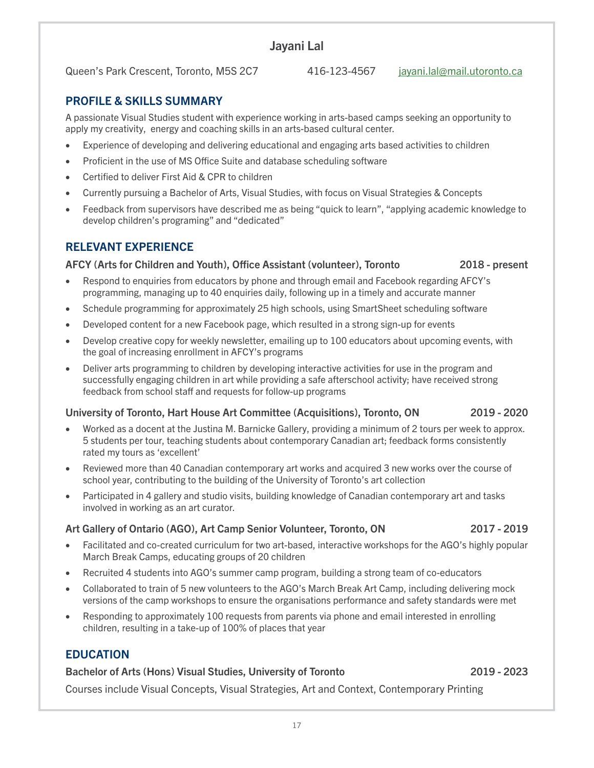# Jayani Lal

Queen's Park Crescent, Toronto, M5S 2C7  416-123-4567  jayani.lal@mail.utoronto.ca

## PROFILE & SKILLS SUMMARY

A passionate Visual Studies student with experience working in arts-based camps seeking an opportunity to apply my creativity, energy and coaching skills in an arts-based cultural center.

- Experience of developing and delivering educational and engaging arts based activities to children
- Proficient in the use of MS Office Suite and database scheduling software
- Certified to deliver First Aid & CPR to children
- Currently pursuing a Bachelor of Arts, Visual Studies, with focus on Visual Strategies & Concepts
- Feedback from supervisors have described me as being "quick to learn", "applying academic knowledge to develop children's programing" and "dedicated"

## RELEVANT EXPERIENCE

**AFCY (Arts for Children and Youth), Office Assistant (volunteer), Toronto — 2018 - present**

- Respond to enquiries from educators by phone and through email and Facebook regarding AFCY's programming, managing up to 40 enquiries daily, following up in a timely and accurate manner
- Schedule programming for approximately 25 high schools, using SmartSheet scheduling software
- Developed content for a new Facebook page, which resulted in a strong sign-up for events
- Develop creative copy for weekly newsletter, emailing up to 100 educators about upcoming events, with the goal of increasing enrollment in AFCY's programs
- Deliver arts programming to children by developing interactive activities for use in the program and successfully engaging children in art while providing a safe afterschool activity; have received strong feedback from school staff and requests for follow-up programs

**University of Toronto, Hart House Art Committee (Acquisitions), Toronto, ON — 2019 - 2020**

- Worked as a docent at the Justina M. Barnicke Gallery, providing a minimum of 2 tours per week to approx. 5 students per tour, teaching students about contemporary Canadian art; feedback forms consistently rated my tours as 'excellent'
- Reviewed more than 40 Canadian contemporary art works and acquired 3 new works over the course of school year, contributing to the building of the University of Toronto's art collection
- Participated in 4 gallery and studio visits, building knowledge of Canadian contemporary art and tasks involved in working as an art curator.

**Art Gallery of Ontario (AGO), Art Camp Senior Volunteer, Toronto, ON — 2017 - 2019**

- Facilitated and co-created curriculum for two art-based, interactive workshops for the AGO's highly popular March Break Camps, educating groups of 20 children
- Recruited 4 students into AGO's summer camp program, building a strong team of co-educators
- Collaborated to train of 5 new volunteers to the AGO's March Break Art Camp, including delivering mock versions of the camp workshops to ensure the organisations performance and safety standards were met
- Responding to approximately 100 requests from parents via phone and email interested in enrolling children, resulting in a take-up of 100% of places that year

## EDUCATION

**Bachelor of Arts (Hons) Visual Studies, University of Toronto — 2019 - 2023**

Courses include Visual Concepts, Visual Strategies, Art and Context, Contemporary Printing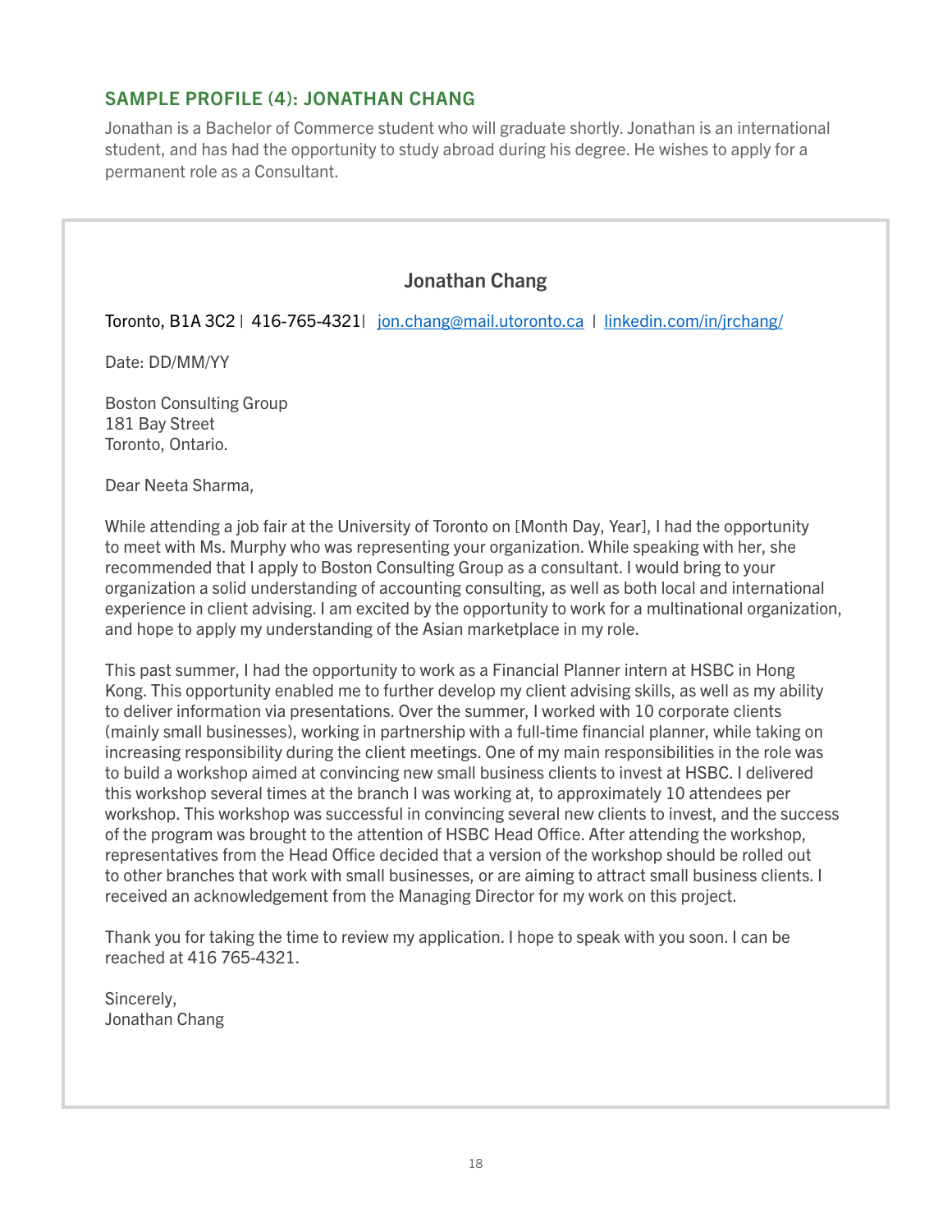## SAMPLE PROFILE (4): JONATHAN CHANG

Jonathan is a Bachelor of Commerce student who will graduate shortly. Jonathan is an international student, and has had the opportunity to study abroad during his degree. He wishes to apply for a permanent role as a Consultant.

**Jonathan Chang**

Toronto, B1A 3C2 | 416-765-4321| [jon.chang@mail.utoronto.ca](mailto:jon.chang@mail.utoronto.ca) | [linkedin.com/in/jrchang/](https://linkedin.com/in/jrchang/)

Date: DD/MM/YY

Boston Consulting Group
181 Bay Street
Toronto, Ontario.

Dear Neeta Sharma,

While attending a job fair at the University of Toronto on [Month Day, Year], I had the opportunity to meet with Ms. Murphy who was representing your organization. While speaking with her, she recommended that I apply to Boston Consulting Group as a consultant. I would bring to your organization a solid understanding of accounting consulting, as well as both local and international experience in client advising. I am excited by the opportunity to work for a multinational organization, and hope to apply my understanding of the Asian marketplace in my role.

This past summer, I had the opportunity to work as a Financial Planner intern at HSBC in Hong Kong. This opportunity enabled me to further develop my client advising skills, as well as my ability to deliver information via presentations. Over the summer, I worked with 10 corporate clients (mainly small businesses), working in partnership with a full-time financial planner, while taking on increasing responsibility during the client meetings. One of my main responsibilities in the role was to build a workshop aimed at convincing new small business clients to invest at HSBC. I delivered this workshop several times at the branch I was working at, to approximately 10 attendees per workshop. This workshop was successful in convincing several new clients to invest, and the success of the program was brought to the attention of HSBC Head Office. After attending the workshop, representatives from the Head Office decided that a version of the workshop should be rolled out to other branches that work with small businesses, or are aiming to attract small business clients. I received an acknowledgement from the Managing Director for my work on this project.

Thank you for taking the time to review my application. I hope to speak with you soon. I can be reached at 416 765-4321.

Sincerely,
Jonathan Chang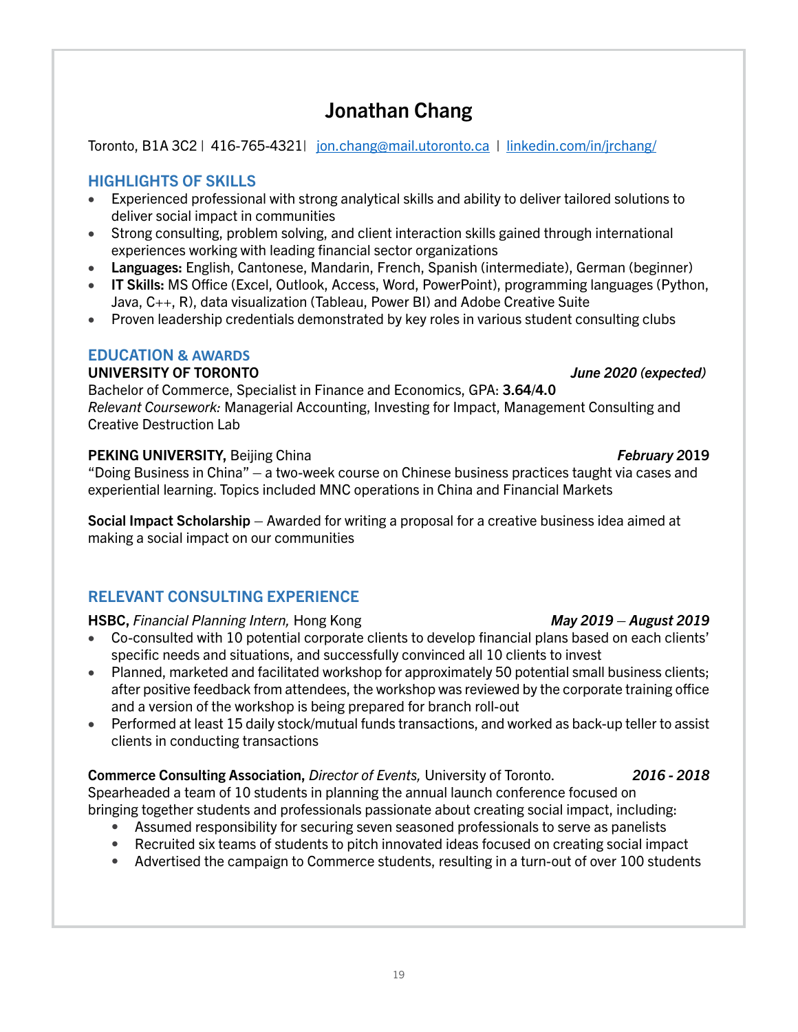# Jonathan Chang

Toronto, B1A 3C2 | 416-765-4321| [jon.chang@mail.utoronto.ca](mailto:jon.chang@mail.utoronto.ca) | [linkedin.com/in/jrchang/](https://linkedin.com/in/jrchang/)

## HIGHLIGHTS OF SKILLS

- Experienced professional with strong analytical skills and ability to deliver tailored solutions to deliver social impact in communities
- Strong consulting, problem solving, and client interaction skills gained through international experiences working with leading financial sector organizations
- **Languages:** English, Cantonese, Mandarin, French, Spanish (intermediate), German (beginner)
- **IT Skills:** MS Office (Excel, Outlook, Access, Word, PowerPoint), programming languages (Python, Java, C++, R), data visualization (Tableau, Power BI) and Adobe Creative Suite
- Proven leadership credentials demonstrated by key roles in various student consulting clubs

## EDUCATION & AWARDS

**UNIVERSITY OF TORONTO** — *June 2020 (expected)*
Bachelor of Commerce, Specialist in Finance and Economics, GPA: **3.64/4.0**
*Relevant Coursework:* Managerial Accounting, Investing for Impact, Management Consulting and Creative Destruction Lab

**PEKING UNIVERSITY,** Beijing China — ***February** 2019*
"Doing Business in China" – a two-week course on Chinese business practices taught via cases and experiential learning. Topics included MNC operations in China and Financial Markets

**Social Impact Scholarship** – Awarded for writing a proposal for a creative business idea aimed at making a social impact on our communities

## RELEVANT CONSULTING EXPERIENCE

**HSBC,** *Financial Planning Intern,* Hong Kong — ***May 2019 – August 2019***

- Co-consulted with 10 potential corporate clients to develop financial plans based on each clients' specific needs and situations, and successfully convinced all 10 clients to invest
- Planned, marketed and facilitated workshop for approximately 50 potential small business clients; after positive feedback from attendees, the workshop was reviewed by the corporate training office and a version of the workshop is being prepared for branch roll-out
- Performed at least 15 daily stock/mutual funds transactions, and worked as back-up teller to assist clients in conducting transactions

**Commerce Consulting Association,** *Director of Events,* University of Toronto. — ***2016 - 2018***
Spearheaded a team of 10 students in planning the annual launch conference focused on bringing together students and professionals passionate about creating social impact, including:

- Assumed responsibility for securing seven seasoned professionals to serve as panelists
- Recruited six teams of students to pitch innovated ideas focused on creating social impact
- Advertised the campaign to Commerce students, resulting in a turn-out of over 100 students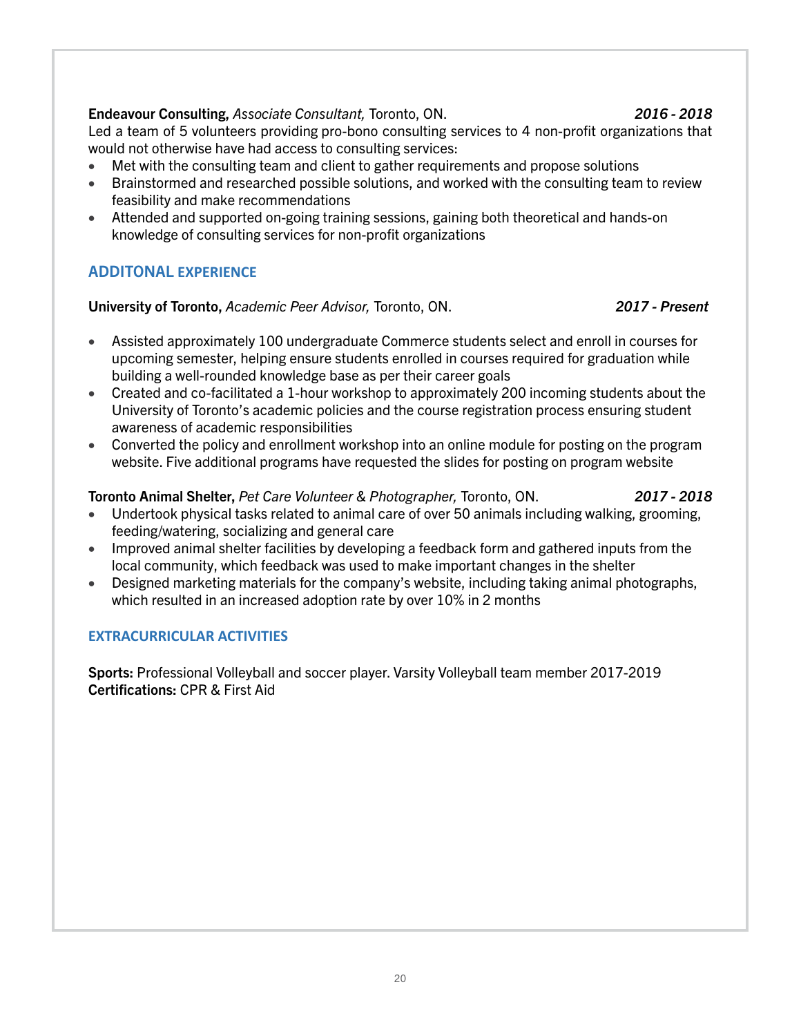**Endeavour Consulting,** *Associate Consultant,* Toronto, ON. ***2016 - 2018***

Led a team of 5 volunteers providing pro-bono consulting services to 4 non-profit organizations that would not otherwise have had access to consulting services:

- Met with the consulting team and client to gather requirements and propose solutions
- Brainstormed and researched possible solutions, and worked with the consulting team to review feasibility and make recommendations
- Attended and supported on-going training sessions, gaining both theoretical and hands-on knowledge of consulting services for non-profit organizations

## ADDITONAL EXPERIENCE

**University of Toronto,** *Academic Peer Advisor,* Toronto, ON. ***2017 - Present***

- Assisted approximately 100 undergraduate Commerce students select and enroll in courses for upcoming semester, helping ensure students enrolled in courses required for graduation while building a well-rounded knowledge base as per their career goals
- Created and co-facilitated a 1-hour workshop to approximately 200 incoming students about the University of Toronto's academic policies and the course registration process ensuring student awareness of academic responsibilities
- Converted the policy and enrollment workshop into an online module for posting on the program website. Five additional programs have requested the slides for posting on program website

**Toronto Animal Shelter,** *Pet Care Volunteer* & *Photographer,* Toronto, ON. ***2017 - 2018***

- Undertook physical tasks related to animal care of over 50 animals including walking, grooming, feeding/watering, socializing and general care
- Improved animal shelter facilities by developing a feedback form and gathered inputs from the local community, which feedback was used to make important changes in the shelter
- Designed marketing materials for the company's website, including taking animal photographs, which resulted in an increased adoption rate by over 10% in 2 months

## EXTRACURRICULAR ACTIVITIES

**Sports:** Professional Volleyball and soccer player. Varsity Volleyball team member 2017-2019
**Certifications:** CPR & First Aid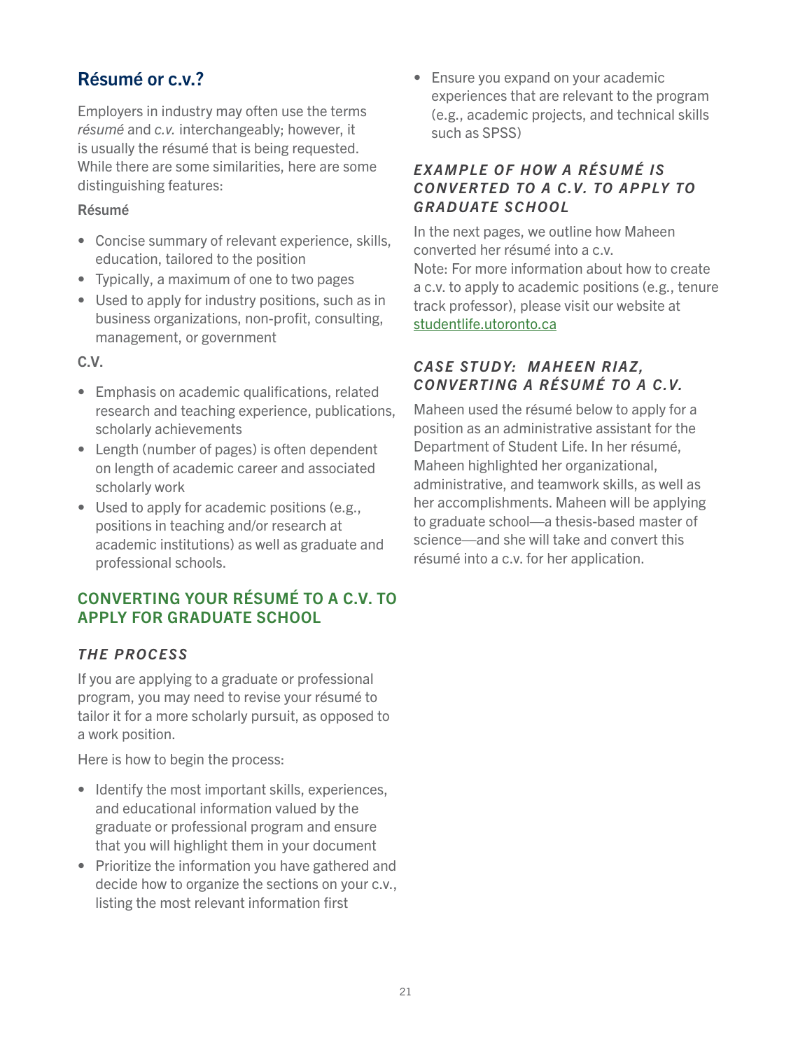## Résumé or c.v.?

Employers in industry may often use the terms *résumé* and *c.v.* interchangeably; however, it is usually the résumé that is being requested. While there are some similarities, here are some distinguishing features:

**Résumé**

- Concise summary of relevant experience, skills, education, tailored to the position
- Typically, a maximum of one to two pages
- Used to apply for industry positions, such as in business organizations, non-profit, consulting, management, or government

**C.V.**

- Emphasis on academic qualifications, related research and teaching experience, publications, scholarly achievements
- Length (number of pages) is often dependent on length of academic career and associated scholarly work
- Used to apply for academic positions (e.g., positions in teaching and/or research at academic institutions) as well as graduate and professional schools.

## CONVERTING YOUR RÉSUMÉ TO A C.V. TO APPLY FOR GRADUATE SCHOOL

### *THE PROCESS*

If you are applying to a graduate or professional program, you may need to revise your résumé to tailor it for a more scholarly pursuit, as opposed to a work position.

Here is how to begin the process:

- Identify the most important skills, experiences, and educational information valued by the graduate or professional program and ensure that you will highlight them in your document
- Prioritize the information you have gathered and decide how to organize the sections on your c.v., listing the most relevant information first
- Ensure you expand on your academic experiences that are relevant to the program (e.g., academic projects, and technical skills such as SPSS)

### *EXAMPLE OF HOW A RÉSUMÉ IS CONVERTED TO A C.V. TO APPLY TO GRADUATE SCHOOL*

In the next pages, we outline how Maheen converted her résumé into a c.v.
Note: For more information about how to create a c.v. to apply to academic positions (e.g., tenure track professor), please visit our website at studentlife.utoronto.ca

### *CASE STUDY: MAHEEN RIAZ, CONVERTING A RÉSUMÉ TO A C.V.*

Maheen used the résumé below to apply for a position as an administrative assistant for the Department of Student Life. In her résumé, Maheen highlighted her organizational, administrative, and teamwork skills, as well as her accomplishments. Maheen will be applying to graduate school—a thesis-based master of science—and she will take and convert this résumé into a c.v. for her application.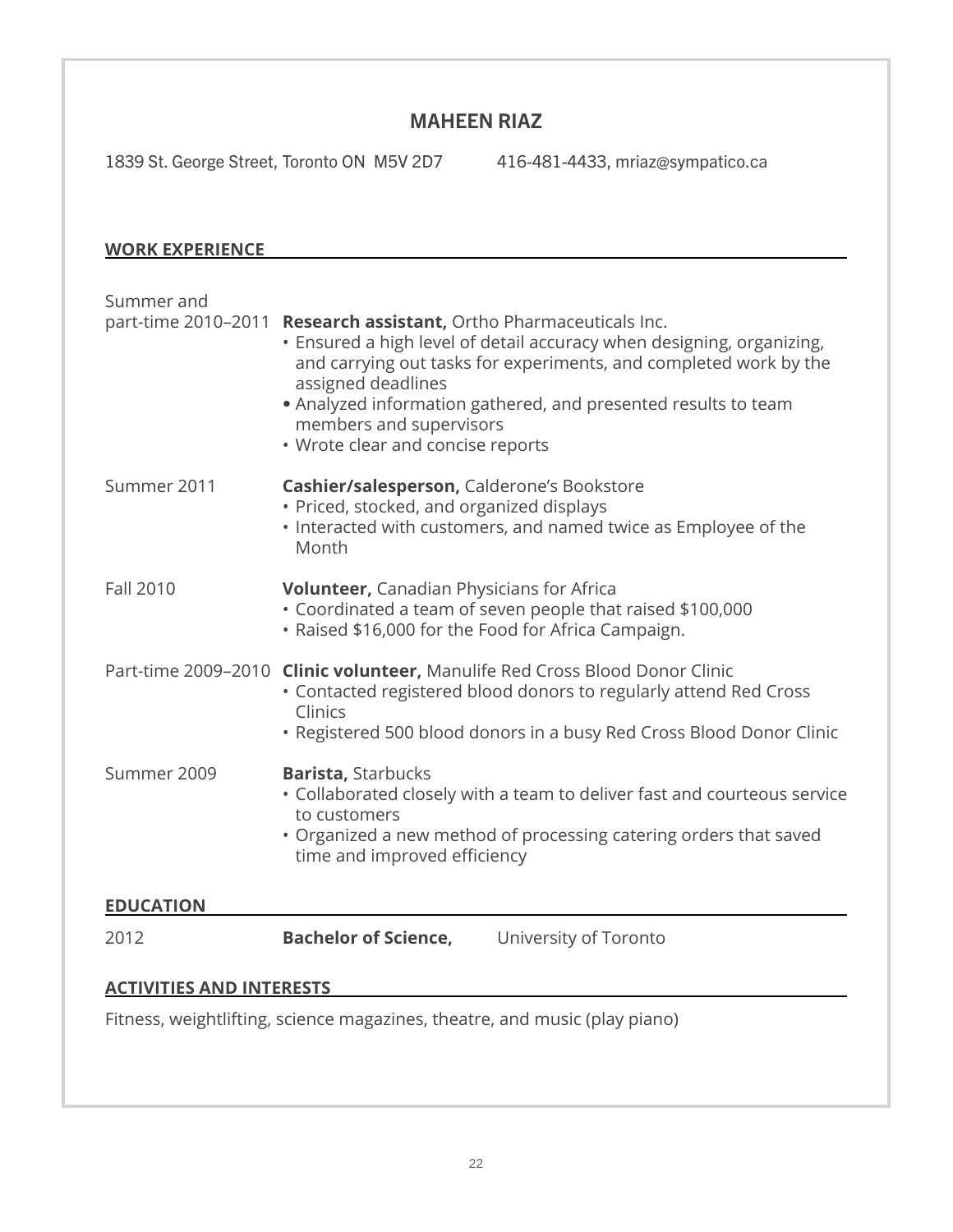# MAHEEN RIAZ

1839 St. George Street, Toronto ON  M5V 2D7  416-481-4433, mriaz@sympatico.ca

## WORK EXPERIENCE

**Summer and part-time 2010–2011** — **Research assistant,** Ortho Pharmaceuticals Inc.

- Ensured a high level of detail accuracy when designing, organizing, and carrying out tasks for experiments, and completed work by the assigned deadlines
- Analyzed information gathered, and presented results to team members and supervisors
- Wrote clear and concise reports

**Summer 2011** — **Cashier/salesperson,** Calderone's Bookstore

- Priced, stocked, and organized displays
- Interacted with customers, and named twice as Employee of the Month

**Fall 2010** — **Volunteer,** Canadian Physicians for Africa

- Coordinated a team of seven people that raised $100,000
- Raised $16,000 for the Food for Africa Campaign.

**Part-time 2009–2010** — **Clinic volunteer,** Manulife Red Cross Blood Donor Clinic

- Contacted registered blood donors to regularly attend Red Cross Clinics
- Registered 500 blood donors in a busy Red Cross Blood Donor Clinic

**Summer 2009** — **Barista,** Starbucks

- Collaborated closely with a team to deliver fast and courteous service to customers
- Organized a new method of processing catering orders that saved time and improved efficiency

## EDUCATION

2012  **Bachelor of Science,**  University of Toronto

## ACTIVITIES AND INTERESTS

Fitness, weightlifting, science magazines, theatre, and music (play piano)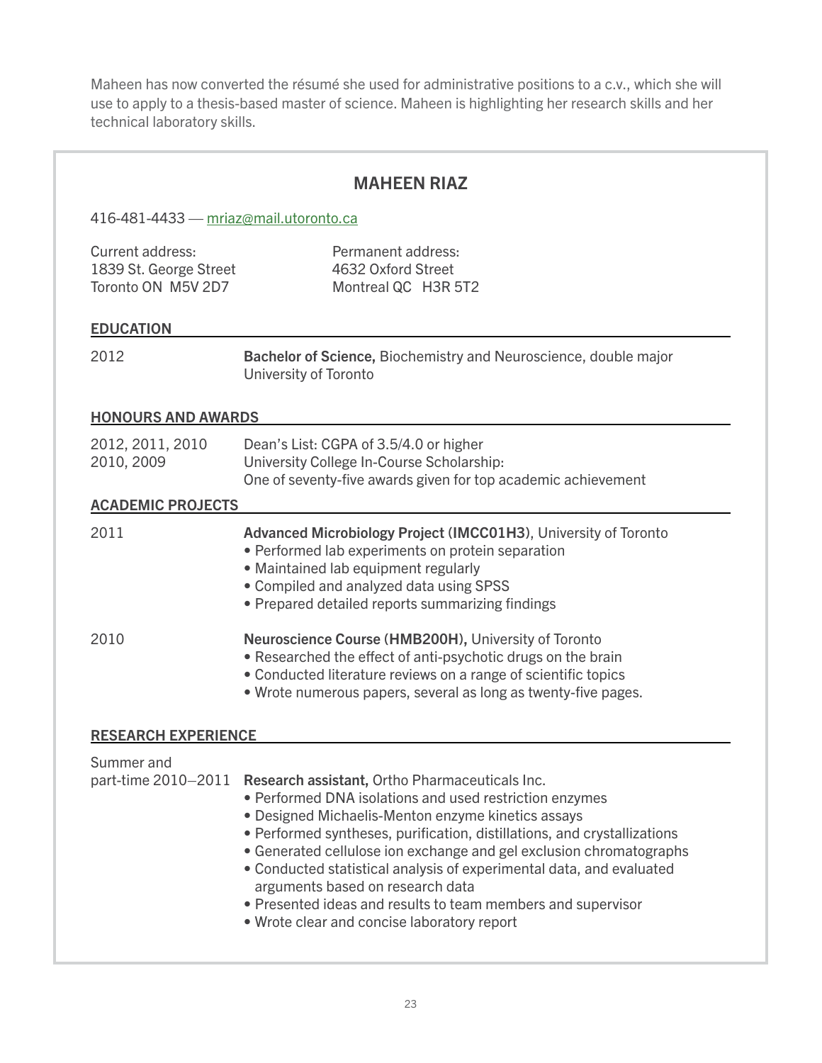Maheen has now converted the résumé she used for administrative positions to a c.v., which she will use to apply to a thesis-based master of science. Maheen is highlighting her research skills and her technical laboratory skills.

## MAHEEN RIAZ

416-481-4433 — mriaz@mail.utoronto.ca

Current address:
1839 St. George Street
Toronto ON M5V 2D7

Permanent address:
4632 Oxford Street
Montreal QC H3R 5T2

### EDUCATION

2012 — **Bachelor of Science,** Biochemistry and Neuroscience, double major
University of Toronto

### HONOURS AND AWARDS

2012, 2011, 2010 — Dean's List: CGPA of 3.5/4.0 or higher

2010, 2009 — University College In-Course Scholarship:
One of seventy-five awards given for top academic achievement

### ACADEMIC PROJECTS

2011 — **Advanced Microbiology Project (IMCC01H3)**, University of Toronto

- Performed lab experiments on protein separation
- Maintained lab equipment regularly
- Compiled and analyzed data using SPSS
- Prepared detailed reports summarizing findings

2010 — **Neuroscience Course (HMB200H),** University of Toronto

- Researched the effect of anti-psychotic drugs on the brain
- Conducted literature reviews on a range of scientific topics
- Wrote numerous papers, several as long as twenty-five pages.

### RESEARCH EXPERIENCE

Summer and part-time 2010–2011 — **Research assistant,** Ortho Pharmaceuticals Inc.

- Performed DNA isolations and used restriction enzymes
- Designed Michaelis-Menton enzyme kinetics assays
- Performed syntheses, purification, distillations, and crystallizations
- Generated cellulose ion exchange and gel exclusion chromatographs
- Conducted statistical analysis of experimental data, and evaluated arguments based on research data
- Presented ideas and results to team members and supervisor
- Wrote clear and concise laboratory report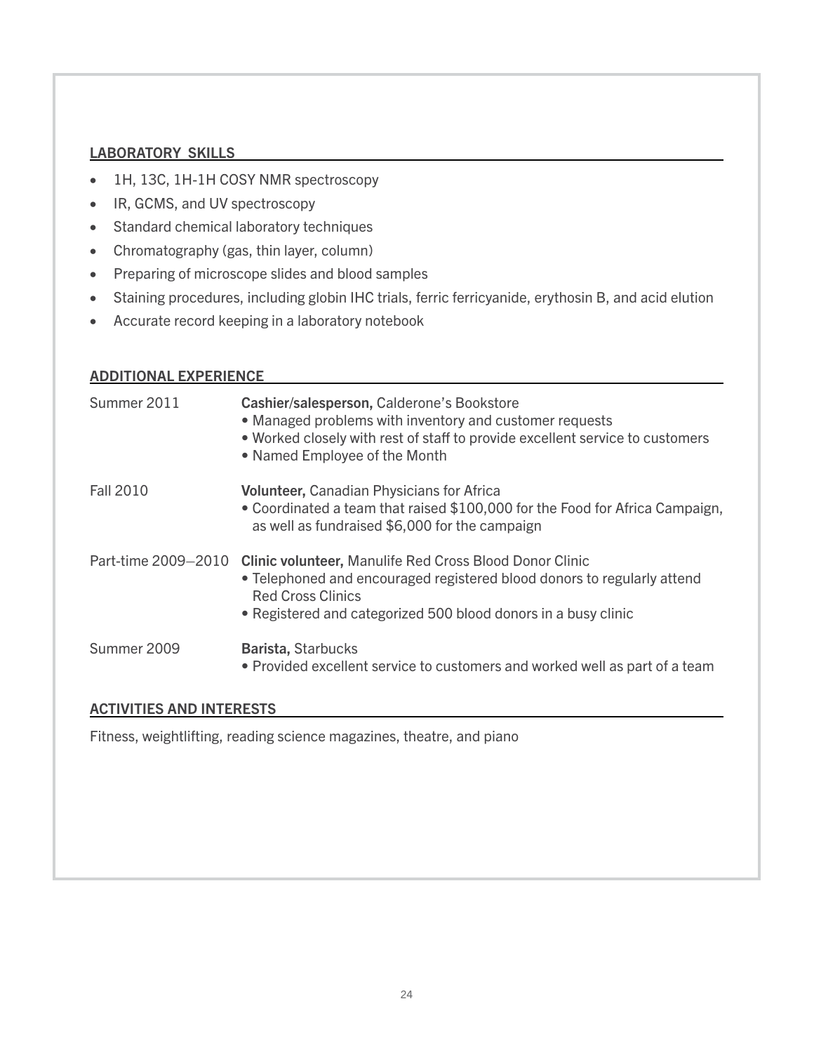## LABORATORY SKILLS

- 1H, 13C, 1H-1H COSY NMR spectroscopy
- IR, GCMS, and UV spectroscopy
- Standard chemical laboratory techniques
- Chromatography (gas, thin layer, column)
- Preparing of microscope slides and blood samples
- Staining procedures, including globin IHC trials, ferric ferricyanide, erythosin B, and acid elution
- Accurate record keeping in a laboratory notebook

## ADDITIONAL EXPERIENCE

Summer 2011 — **Cashier/salesperson,** Calderone's Bookstore
- Managed problems with inventory and customer requests
- Worked closely with rest of staff to provide excellent service to customers
- Named Employee of the Month

Fall 2010 — **Volunteer,** Canadian Physicians for Africa
- Coordinated a team that raised $100,000 for the Food for Africa Campaign, as well as fundraised $6,000 for the campaign

Part-time 2009–2010 — **Clinic volunteer,** Manulife Red Cross Blood Donor Clinic
- Telephoned and encouraged registered blood donors to regularly attend Red Cross Clinics
- Registered and categorized 500 blood donors in a busy clinic

Summer 2009 — **Barista,** Starbucks
- Provided excellent service to customers and worked well as part of a team

## ACTIVITIES AND INTERESTS

Fitness, weightlifting, reading science magazines, theatre, and piano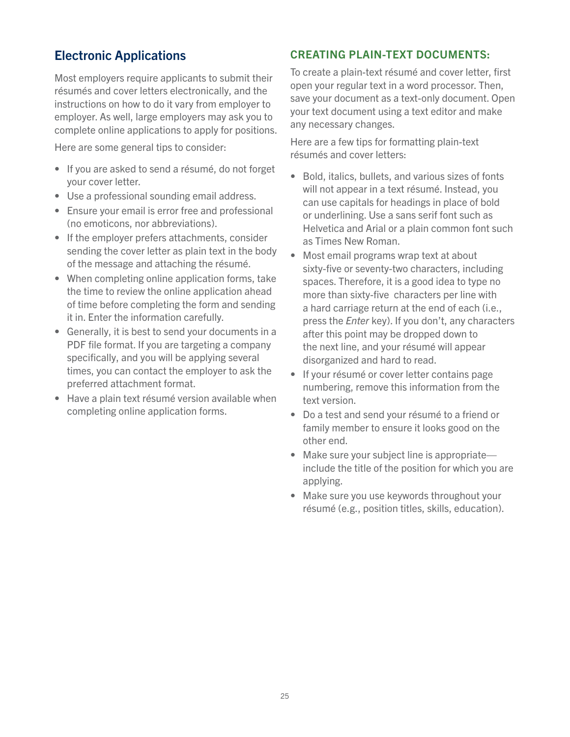## Electronic Applications

Most employers require applicants to submit their résumés and cover letters electronically, and the instructions on how to do it vary from employer to employer. As well, large employers may ask you to complete online applications to apply for positions.

Here are some general tips to consider:

- If you are asked to send a résumé, do not forget your cover letter.
- Use a professional sounding email address.
- Ensure your email is error free and professional (no emoticons, nor abbreviations).
- If the employer prefers attachments, consider sending the cover letter as plain text in the body of the message and attaching the résumé.
- When completing online application forms, take the time to review the online application ahead of time before completing the form and sending it in. Enter the information carefully.
- Generally, it is best to send your documents in a PDF file format. If you are targeting a company specifically, and you will be applying several times, you can contact the employer to ask the preferred attachment format.
- Have a plain text résumé version available when completing online application forms.

### CREATING PLAIN-TEXT DOCUMENTS:

To create a plain-text résumé and cover letter, first open your regular text in a word processor. Then, save your document as a text-only document. Open your text document using a text editor and make any necessary changes.

Here are a few tips for formatting plain-text résumés and cover letters:

- Bold, italics, bullets, and various sizes of fonts will not appear in a text résumé. Instead, you can use capitals for headings in place of bold or underlining. Use a sans serif font such as Helvetica and Arial or a plain common font such as Times New Roman.
- Most email programs wrap text at about sixty-five or seventy-two characters, including spaces. Therefore, it is a good idea to type no more than sixty-five characters per line with a hard carriage return at the end of each (i.e., press the *Enter* key). If you don't, any characters after this point may be dropped down to the next line, and your résumé will appear disorganized and hard to read.
- If your résumé or cover letter contains page numbering, remove this information from the text version.
- Do a test and send your résumé to a friend or family member to ensure it looks good on the other end.
- Make sure your subject line is appropriate—include the title of the position for which you are applying.
- Make sure you use keywords throughout your résumé (e.g., position titles, skills, education).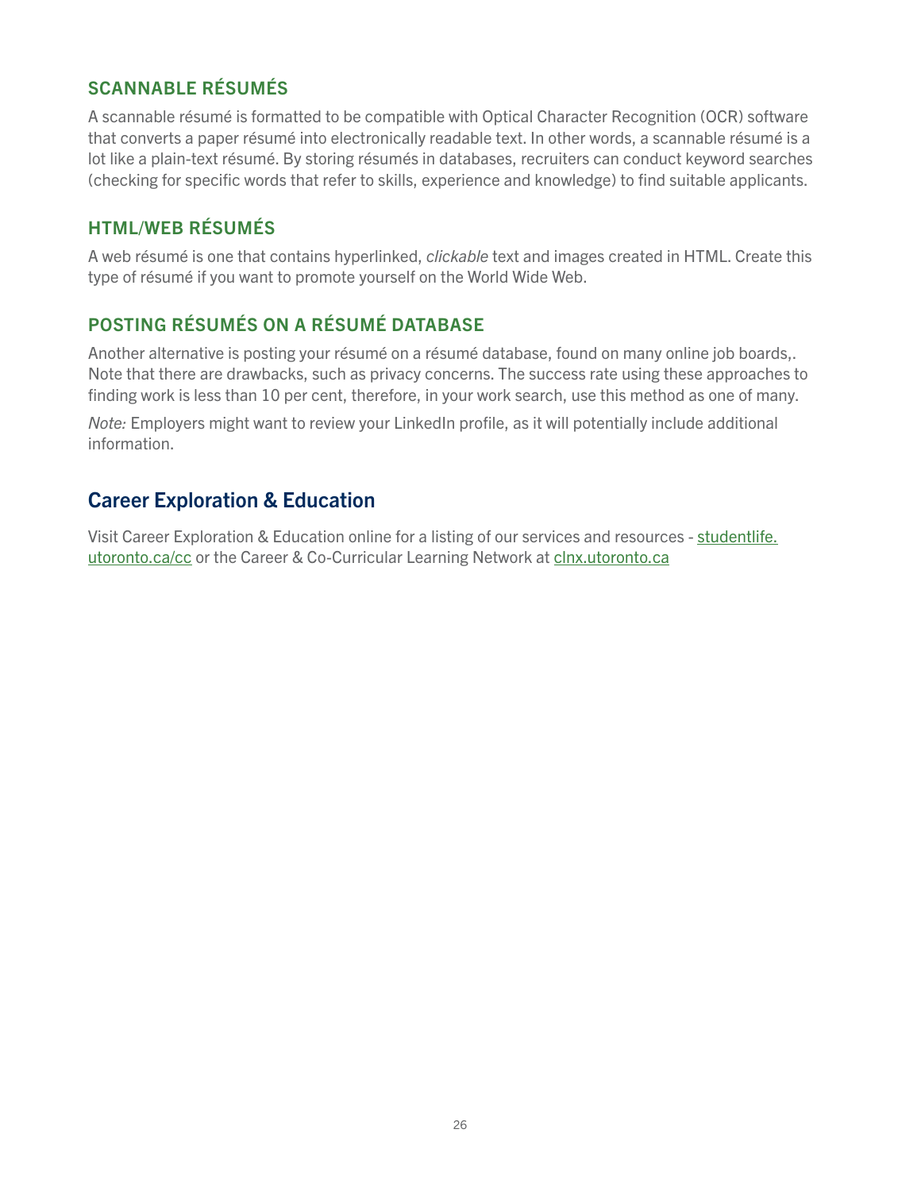### SCANNABLE RÉSUMÉS

A scannable résumé is formatted to be compatible with Optical Character Recognition (OCR) software that converts a paper résumé into electronically readable text. In other words, a scannable résumé is a lot like a plain-text résumé. By storing résumés in databases, recruiters can conduct keyword searches (checking for specific words that refer to skills, experience and knowledge) to find suitable applicants.

### HTML/WEB RÉSUMÉS

A web résumé is one that contains hyperlinked, *clickable* text and images created in HTML. Create this type of résumé if you want to promote yourself on the World Wide Web.

### POSTING RÉSUMÉS ON A RÉSUMÉ DATABASE

Another alternative is posting your résumé on a résumé database, found on many online job boards,. Note that there are drawbacks, such as privacy concerns. The success rate using these approaches to finding work is less than 10 per cent, therefore, in your work search, use this method as one of many.

*Note:* Employers might want to review your LinkedIn profile, as it will potentially include additional information.

## Career Exploration & Education

Visit Career Exploration & Education online for a listing of our services and resources - studentlife.utoronto.ca/cc or the Career & Co-Curricular Learning Network at clnx.utoronto.ca